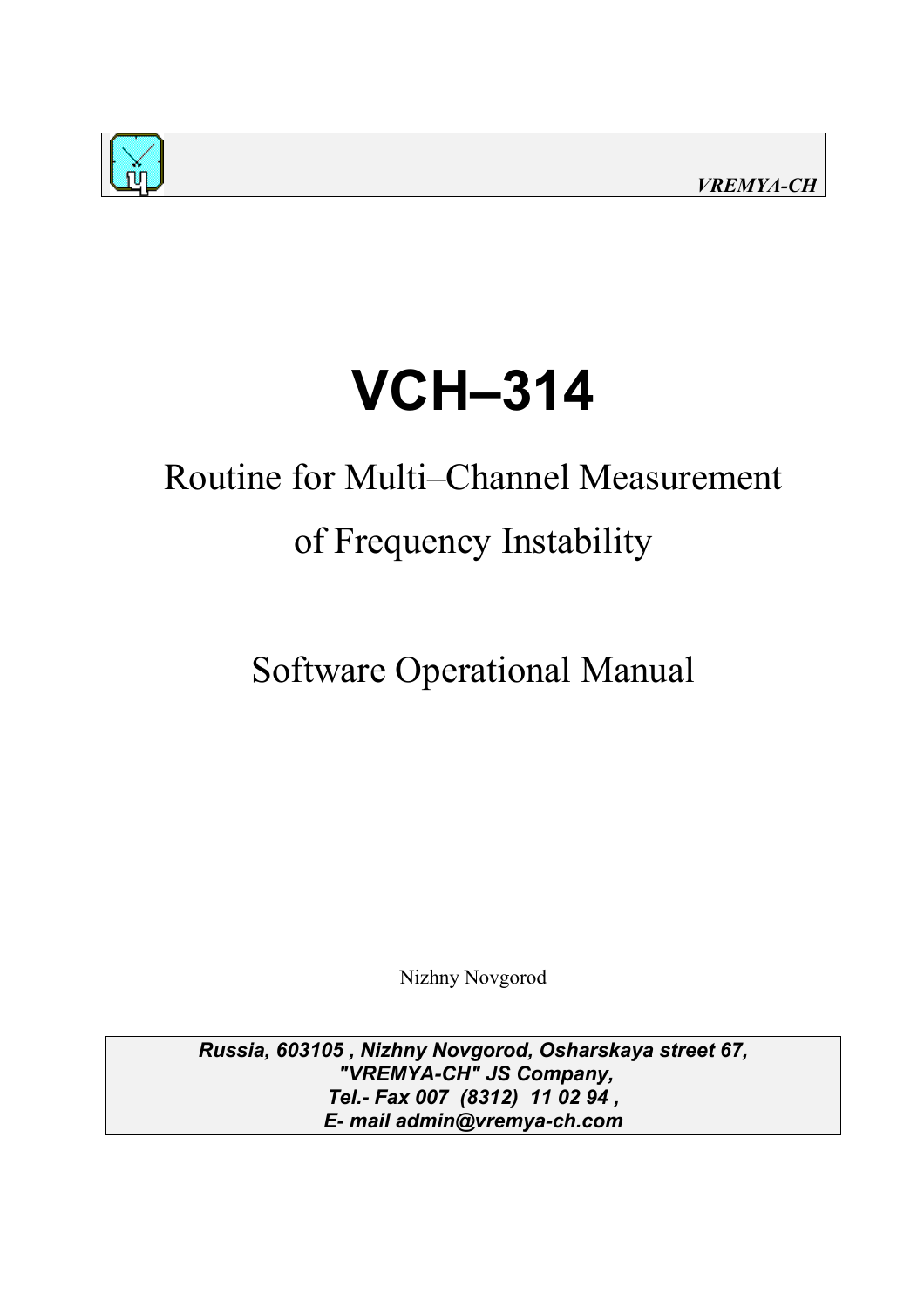*VREMYA-CH*

# VCH–314

## Routine for Multi–Channel Measurement of Frequency Instability

## Software Operational Manual

Nizhny Novgorod

***Russia, 603105 , Nizhny Novgorod, Osharskaya street 67,***
***"VREMYA-CH" JS Company,***
***Tel.- Fax 007 (8312) 11 02 94 ,***
***E- mail admin@vremya-ch.com***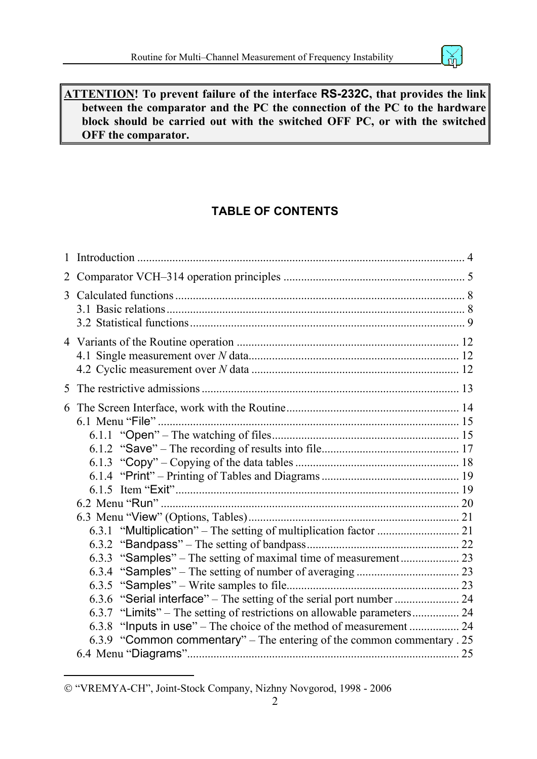**ATTENTION! To prevent failure of the interface RS-232C, that provides the link between the comparator and the PC the connection of the PC to the hardware block should be carried out with the switched OFF PC, or with the switched OFF the comparator.**

## TABLE OF CONTENTS

1 Introduction ................................................................................................ 4

2 Comparator VCH–314 operation principles ............................................................. 5

3 Calculated functions ................................................................................... 8
 3.1 Basic relations ...................................................................................... 8
 3.2 Statistical functions ............................................................................... 9

4 Variants of the Routine operation ............................................................... 12
 4.1 Single measurement over *N* data ............................................................. 12
 4.2 Cyclic measurement over *N* data ............................................................ 12

5 The restrictive admissions .......................................................................... 13

6 The Screen Interface, work with the Routine ............................................... 14
 6.1 Menu “File” ........................................................................................ 15
  6.1.1 “Open” – The watching of files ......................................................... 15
  6.1.2 “Save” – The recording of results into file ........................................ 17
  6.1.3 “Copy” – Copying of the data tables ................................................. 18
  6.1.4 “Print” – Printing of Tables and Diagrams ......................................... 19
  6.1.5 Item “Exit” ........................................................................................ 19
 6.2 Menu “Run” ........................................................................................ 20
 6.3 Menu “View” (Options, Tables) ............................................................ 21
  6.3.1 “Multiplication” – The setting of multiplication factor ........................ 21
  6.3.2 “Bandpass” – The setting of bandpass ............................................... 22
  6.3.3 “Samples” – The setting of maximal time of measurement .................... 23
  6.3.4 “Samples” – The setting of number of averaging ................................. 23
  6.3.5 “Samples” – Write samples to file ..................................................... 23
  6.3.6 “Serial interface” – The setting of the serial port number .................... 24
  6.3.7 “Limits” – The setting of restrictions on allowable parameters ............... 24
  6.3.8 “Inputs in use” – The choice of the method of measurement ................. 24
  6.3.9 “Common commentary” – The entering of the common commentary . 25
 6.4 Menu “Diagrams” ................................................................................. 25

© “VREMYA-CH”, Joint-Stock Company, Nizhny Novgorod, 1998 - 2006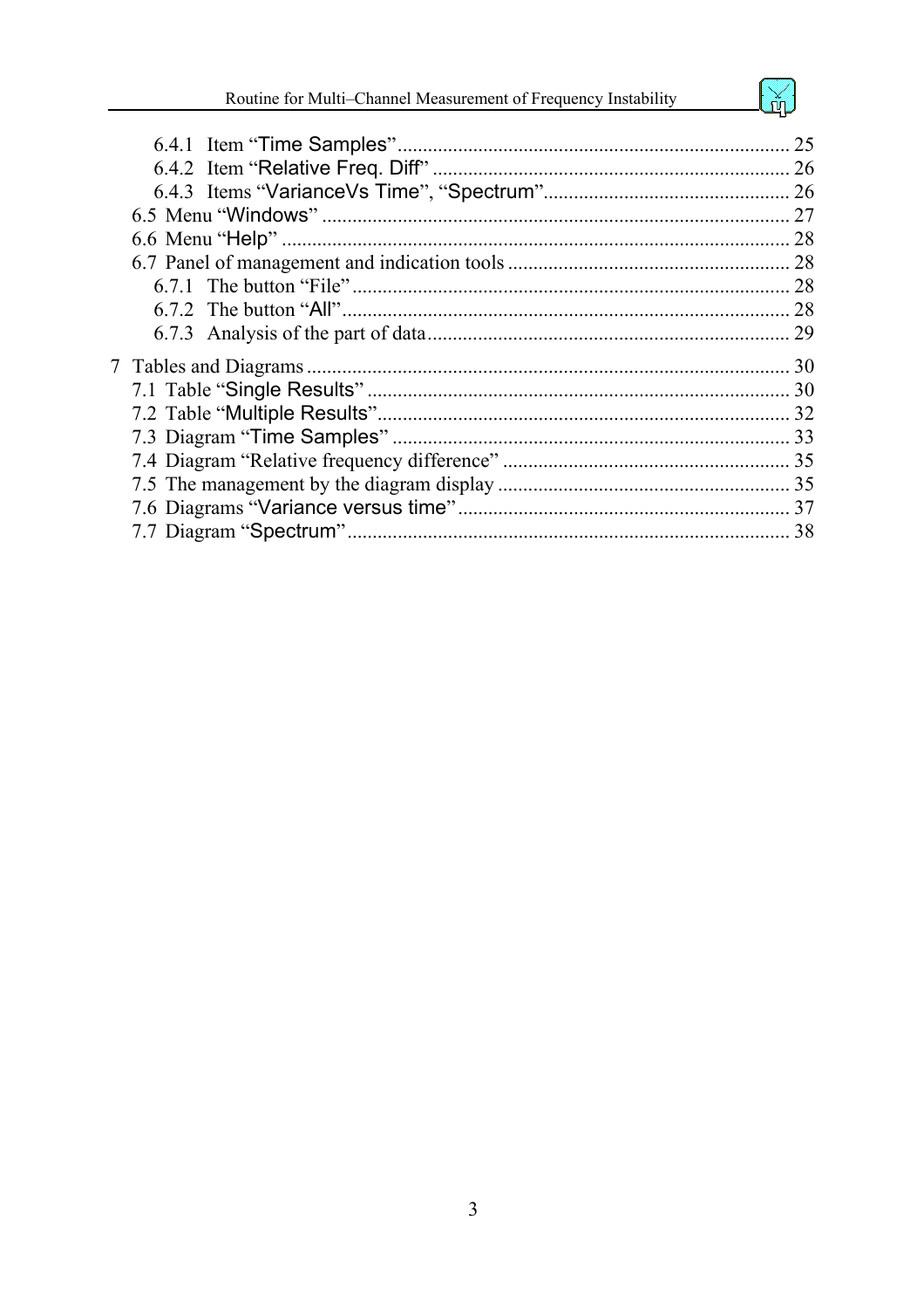6.4.1 Item “Time Samples” ..... 25
6.4.2 Item “Relative Freq. Diff” ..... 26
6.4.3 Items “VarianceVs Time”, “Spectrum” ..... 26
6.5 Menu “Windows” ..... 27
6.6 Menu “Help” ..... 28
6.7 Panel of management and indication tools ..... 28
6.7.1 The button “File” ..... 28
6.7.2 The button “All” ..... 28
6.7.3 Analysis of the part of data ..... 29

7 Tables and Diagrams ..... 30
7.1 Table “Single Results” ..... 30
7.2 Table “Multiple Results” ..... 32
7.3 Diagram “Time Samples” ..... 33
7.4 Diagram “Relative frequency difference” ..... 35
7.5 The management by the diagram display ..... 35
7.6 Diagrams “Variance versus time” ..... 37
7.7 Diagram “Spectrum” ..... 38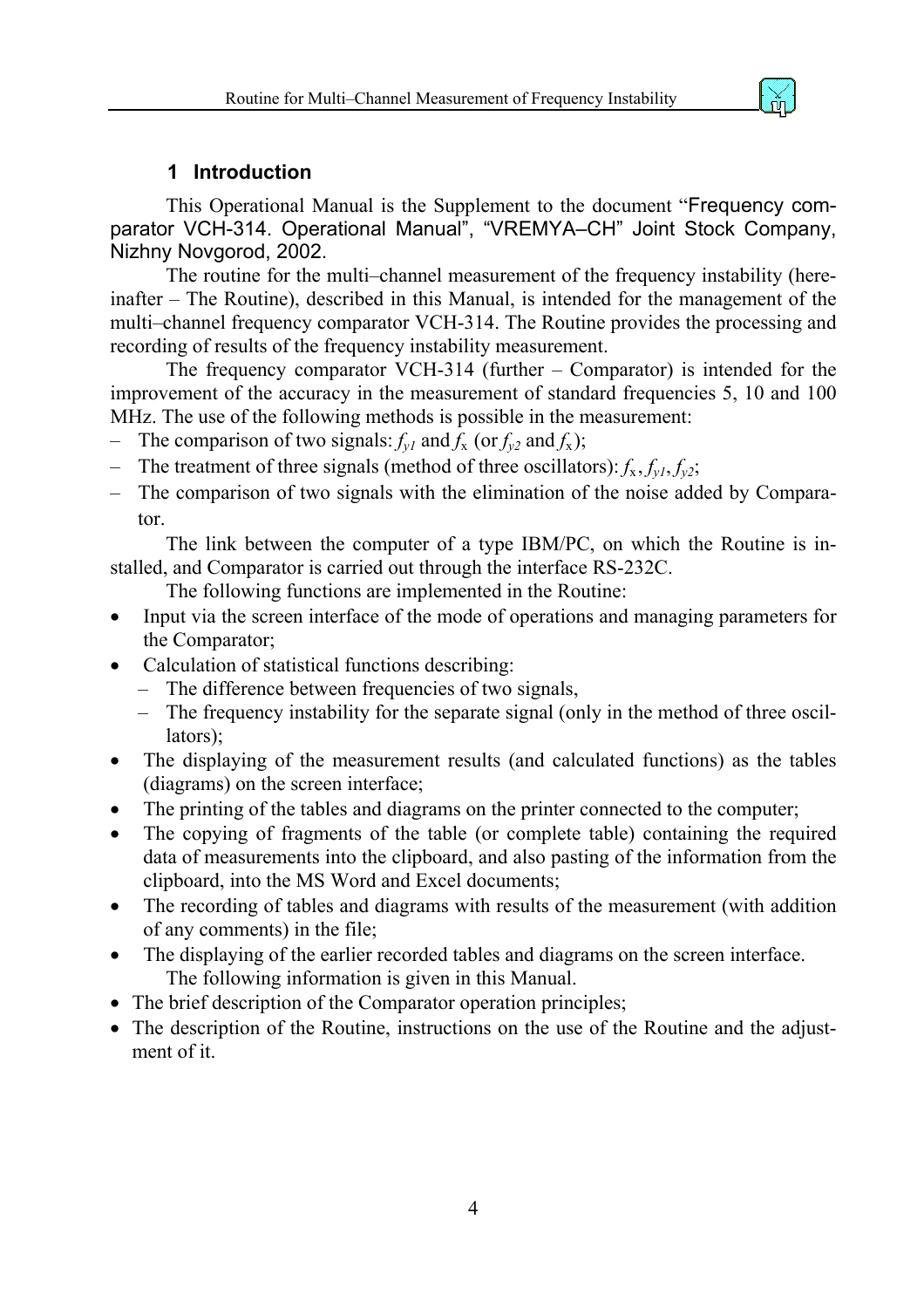## 1 Introduction

This Operational Manual is the Supplement to the document "Frequency comparator VCH-314. Operational Manual", "VREMYA–CH" Joint Stock Company, Nizhny Novgorod, 2002.

The routine for the multi–channel measurement of the frequency instability (hereinafter – The Routine), described in this Manual, is intended for the management of the multi–channel frequency comparator VCH-314. The Routine provides the processing and recording of results of the frequency instability measurement.

The frequency comparator VCH-314 (further – Comparator) is intended for the improvement of the accuracy in the measurement of standard frequencies 5, 10 and 100 MHz. The use of the following methods is possible in the measurement:

- The comparison of two signals: $f_{y1}$ and $f_x$ (or $f_{y2}$ and $f_x$);
- The treatment of three signals (method of three oscillators): $f_x$, $f_{y1}$, $f_{y2}$;
- The comparison of two signals with the elimination of the noise added by Comparator.

The link between the computer of a type IBM/PC, on which the Routine is installed, and Comparator is carried out through the interface RS-232C.

The following functions are implemented in the Routine:

- Input via the screen interface of the mode of operations and managing parameters for the Comparator;
- Calculation of statistical functions describing:
  - The difference between frequencies of two signals,
  - The frequency instability for the separate signal (only in the method of three oscillators);
- The displaying of the measurement results (and calculated functions) as the tables (diagrams) on the screen interface;
- The printing of the tables and diagrams on the printer connected to the computer;
- The copying of fragments of the table (or complete table) containing the required data of measurements into the clipboard, and also pasting of the information from the clipboard, into the MS Word and Excel documents;
- The recording of tables and diagrams with results of the measurement (with addition of any comments) in the file;
- The displaying of the earlier recorded tables and diagrams on the screen interface.

The following information is given in this Manual.

- The brief description of the Comparator operation principles;
- The description of the Routine, instructions on the use of the Routine and the adjustment of it.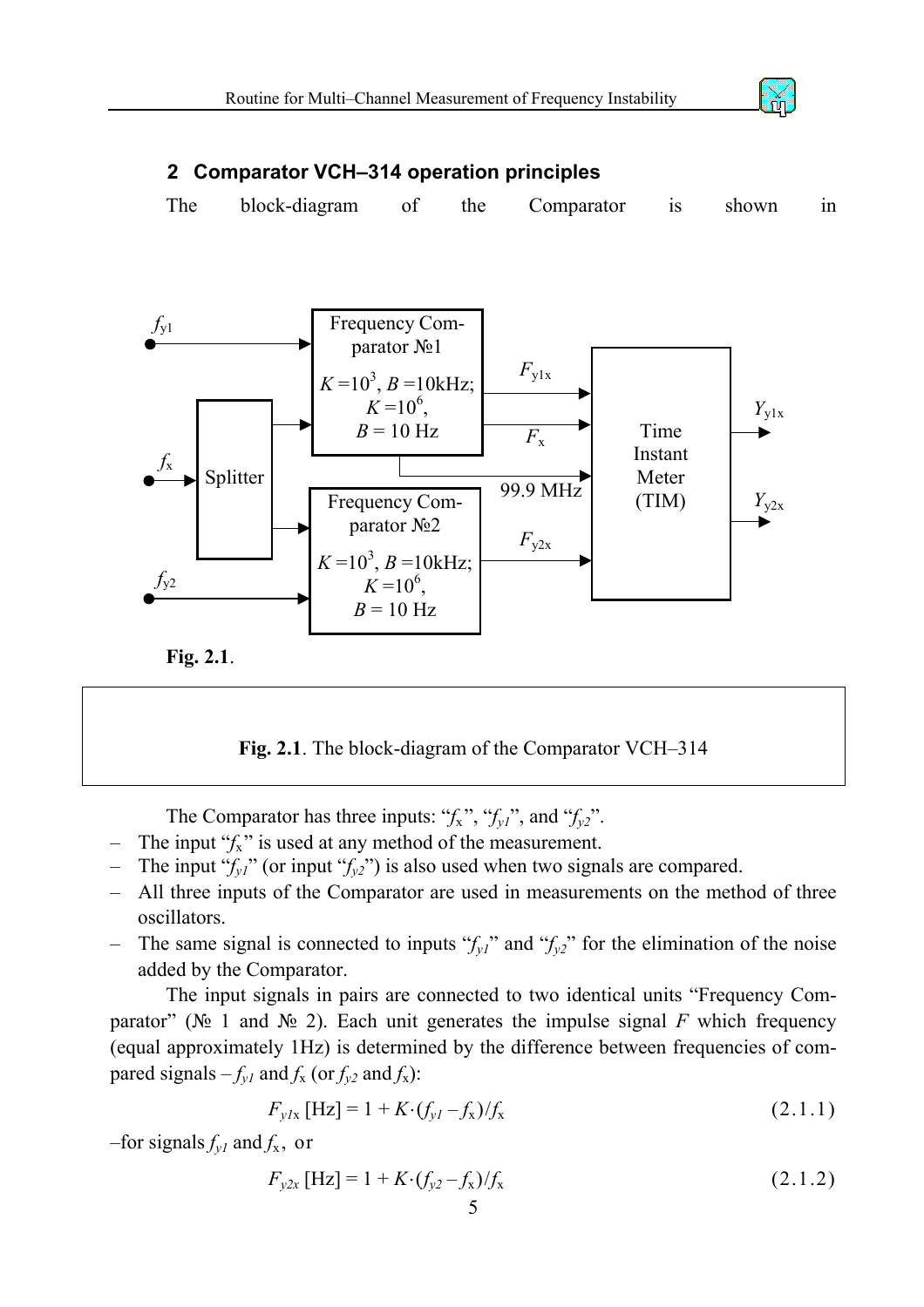## 2 Comparator VCH–314 operation principles

The block-diagram of the Comparator is shown in

**Fig. 2.1**.

**Fig. 2.1**. The block-diagram of the Comparator VCH–314

The Comparator has three inputs: "$f_x$", "$f_{y1}$", and "$f_{y2}$".

- The input "$f_x$" is used at any method of the measurement.
- The input "$f_{y1}$" (or input "$f_{y2}$") is also used when two signals are compared.
- All three inputs of the Comparator are used in measurements on the method of three oscillators.
- The same signal is connected to inputs "$f_{y1}$" and "$f_{y2}$" for the elimination of the noise added by the Comparator.

The input signals in pairs are connected to two identical units "Frequency Comparator" (№ 1 and № 2). Each unit generates the impulse signal $F$ which frequency (equal approximately 1Hz) is determined by the difference between frequencies of compared signals – $f_{y1}$ and $f_x$ (or $f_{y2}$ and $f_x$):

$$F_{y1x}\,[\text{Hz}] = 1 + K\cdot(f_{y1} - f_x)/f_x \tag{2.1.1}$$

–for signals $f_{y1}$ and $f_x$, or

$$F_{y2x}\,[\text{Hz}] = 1 + K\cdot(f_{y2} - f_x)/f_x \tag{2.1.2}$$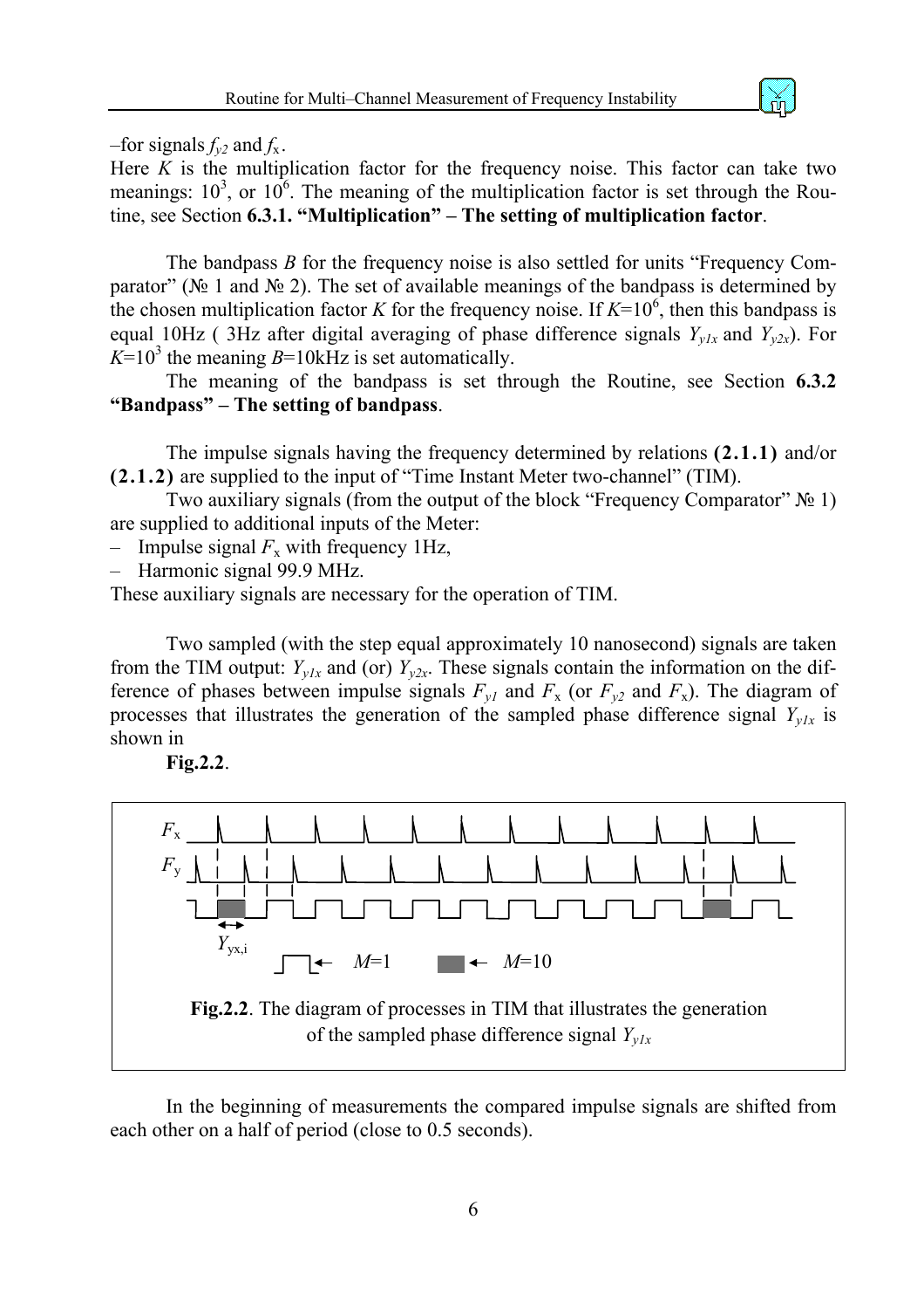–for signals $f_{y2}$ and $f_x$.

Here $K$ is the multiplication factor for the frequency noise. This factor can take two meanings: $10^3$, or $10^6$. The meaning of the multiplication factor is set through the Routine, see Section **6.3.1. "Multiplication" – The setting of multiplication factor**.

The bandpass $B$ for the frequency noise is also settled for units "Frequency Comparator" (№ 1 and № 2). The set of available meanings of the bandpass is determined by the chosen multiplication factor $K$ for the frequency noise. If $K$=$10^6$, then this bandpass is equal 10Hz ( 3Hz after digital averaging of phase difference signals $Y_{y1x}$ and $Y_{y2x}$). For $K$=$10^3$ the meaning $B$=10kHz is set automatically.

The meaning of the bandpass is set through the Routine, see Section **6.3.2 "Bandpass" – The setting of bandpass**.

The impulse signals having the frequency determined by relations **(2.1.1)** and/or **(2.1.2)** are supplied to the input of "Time Instant Meter two-channel" (TIM).

Two auxiliary signals (from the output of the block "Frequency Comparator" № 1) are supplied to additional inputs of the Meter:

- Impulse signal $F_x$ with frequency 1Hz,
- Harmonic signal 99.9 MHz.

These auxiliary signals are necessary for the operation of TIM.

Two sampled (with the step equal approximately 10 nanosecond) signals are taken from the TIM output: $Y_{y1x}$ and (or) $Y_{y2x}$. These signals contain the information on the difference of phases between impulse signals $F_{y1}$ and $F_x$ (or $F_{y2}$ and $F_x$). The diagram of processes that illustrates the generation of the sampled phase difference signal $Y_{y1x}$ is shown in **Fig.2.2**.

**Fig.2.2**. The diagram of processes in TIM that illustrates the generation of the sampled phase difference signal $Y_{y1x}$

In the beginning of measurements the compared impulse signals are shifted from each other on a half of period (close to 0.5 seconds).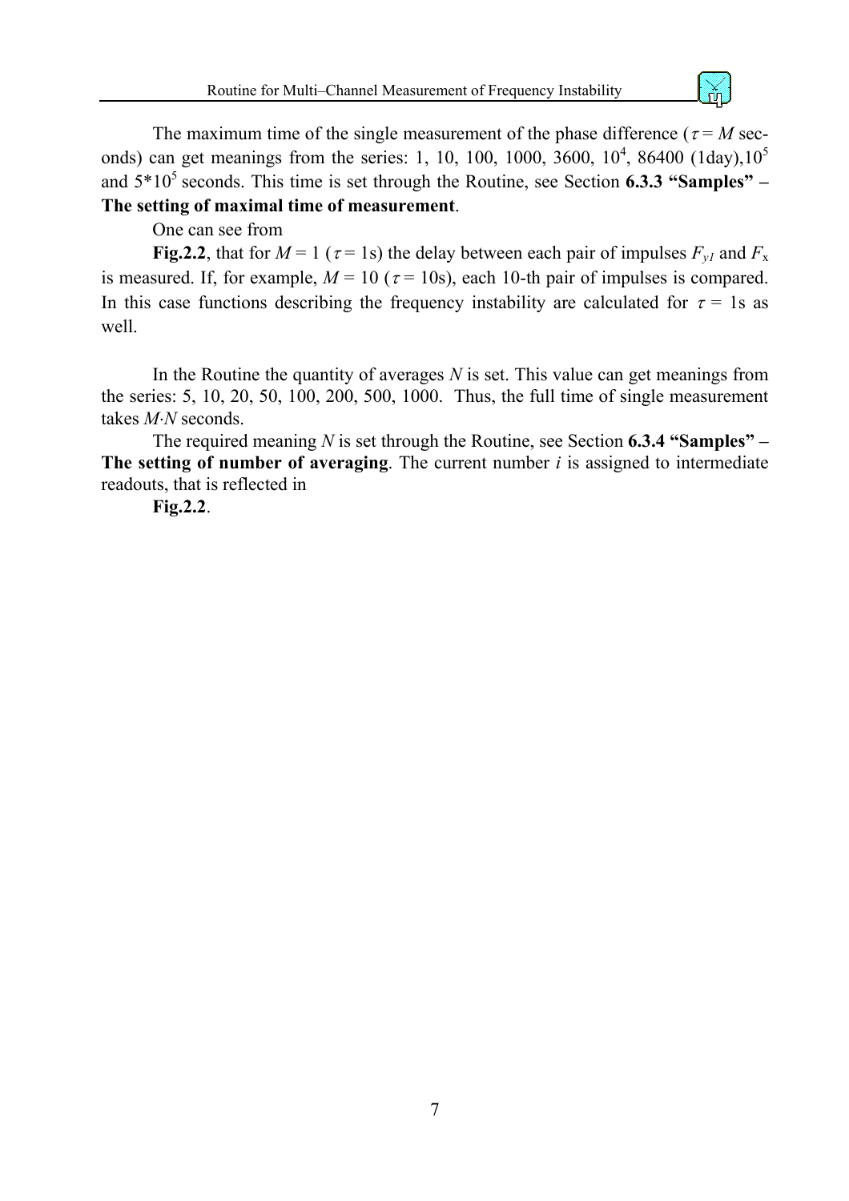The maximum time of the single measurement of the phase difference ($\tau = M$ seconds) can get meanings from the series: 1, 10, 100, 1000, 3600, $10^4$, 86400 (1day),$10^5$ and $5*10^5$ seconds. This time is set through the Routine, see Section **6.3.3 "Samples" – The setting of maximal time of measurement**.

One can see from

**Fig.2.2**, that for $M = 1$ ($\tau = 1$s) the delay between each pair of impulses $F_{y1}$ and $F_x$ is measured. If, for example, $M = 10$ ($\tau = 10$s), each 10-th pair of impulses is compared. In this case functions describing the frequency instability are calculated for $\tau = 1$s as well.

In the Routine the quantity of averages $N$ is set. This value can get meanings from the series: 5, 10, 20, 50, 100, 200, 500, 1000. Thus, the full time of single measurement takes $M{\cdot}N$ seconds.

The required meaning $N$ is set through the Routine, see Section **6.3.4 "Samples" – The setting of number of averaging**. The current number $i$ is assigned to intermediate readouts, that is reflected in

**Fig.2.2**.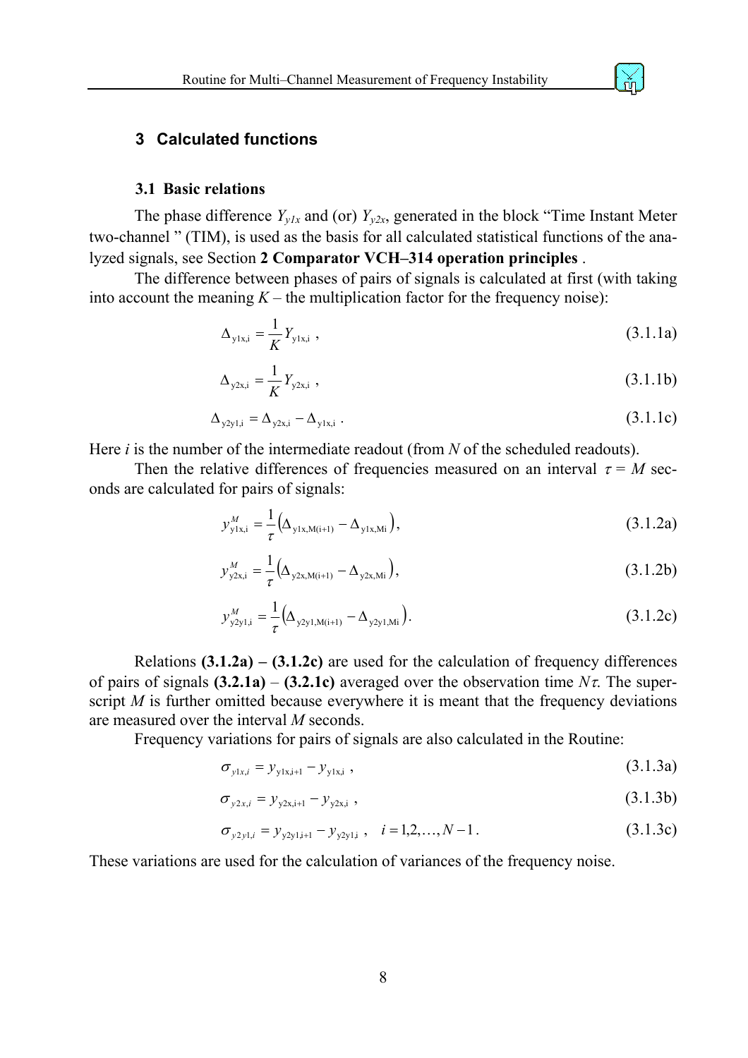## 3 Calculated functions

### 3.1 Basic relations

The phase difference $Y_{y1x}$ and (or) $Y_{y2x}$, generated in the block "Time Instant Meter two-channel " (TIM), is used as the basis for all calculated statistical functions of the analyzed signals, see Section **2 Comparator VCH–314 operation principles** .

The difference between phases of pairs of signals is calculated at first (with taking into account the meaning $K$ – the multiplication factor for the frequency noise):

$$\Delta_{\mathrm{y1x,i}} = \frac{1}{K} Y_{\mathrm{y1x,i}} \ , \tag{3.1.1a}$$

$$\Delta_{\mathrm{y2x,i}} = \frac{1}{K} Y_{\mathrm{y2x,i}} \ , \tag{3.1.1b}$$

$$\Delta_{\mathrm{y2y1,i}} = \Delta_{\mathrm{y2x,i}} - \Delta_{\mathrm{y1x,i}} \ . \tag{3.1.1c}$$

Here $i$ is the number of the intermediate readout (from $N$ of the scheduled readouts).

Then the relative differences of frequencies measured on an interval $\tau = M$ seconds are calculated for pairs of signals:

$$y^{M}_{\mathrm{y1x,i}} = \frac{1}{\tau}\left(\Delta_{\mathrm{y1x,M(i+1)}} - \Delta_{\mathrm{y1x,Mi}}\right), \tag{3.1.2a}$$

$$y^{M}_{\mathrm{y2x,i}} = \frac{1}{\tau}\left(\Delta_{\mathrm{y2x,M(i+1)}} - \Delta_{\mathrm{y2x,Mi}}\right), \tag{3.1.2b}$$

$$y^{M}_{\mathrm{y2y1,i}} = \frac{1}{\tau}\left(\Delta_{\mathrm{y2y1,M(i+1)}} - \Delta_{\mathrm{y2y1,Mi}}\right). \tag{3.1.2c}$$

Relations **(3.1.2a) – (3.1.2c)** are used for the calculation of frequency differences of pairs of signals **(3.2.1a)** – **(3.2.1c)** averaged over the observation time $N\tau$. The superscript $M$ is further omitted because everywhere it is meant that the frequency deviations are measured over the interval $M$ seconds.

Frequency variations for pairs of signals are also calculated in the Routine:

$$\sigma_{y1x,i} = y_{\mathrm{y1x,i+1}} - y_{\mathrm{y1x,i}} \ , \tag{3.1.3a}$$

$$\sigma_{y2x,i} = y_{\mathrm{y2x,i+1}} - y_{\mathrm{y2x,i}} \ , \tag{3.1.3b}$$

$$\sigma_{y2y1,i} = y_{\mathrm{y2y1,i+1}} - y_{\mathrm{y2y1,i}} \ , \quad i = 1,2,\ldots,N-1 \, . \tag{3.1.3c}$$

These variations are used for the calculation of variances of the frequency noise.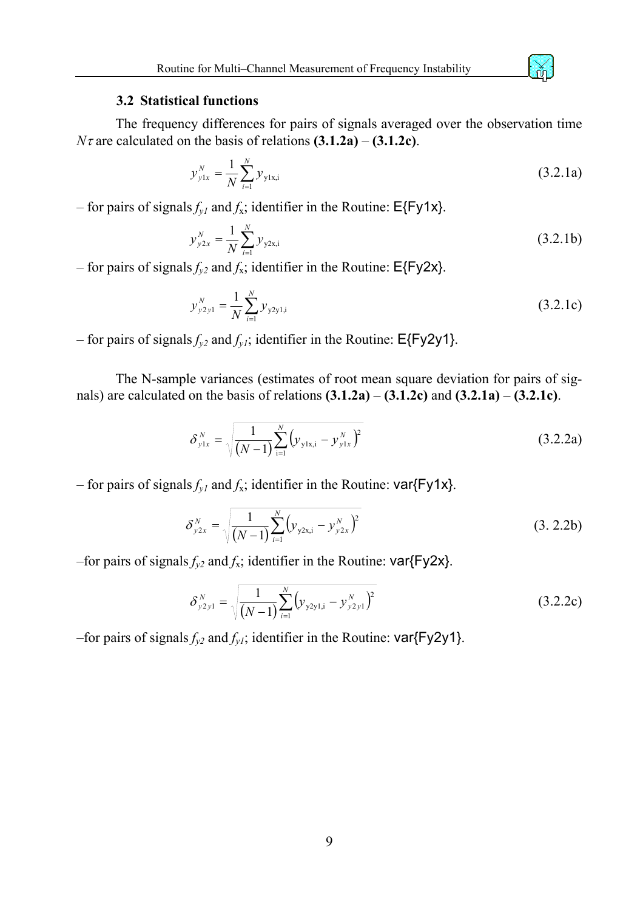### 3.2 Statistical functions

The frequency differences for pairs of signals averaged over the observation time $N\tau$ are calculated on the basis of relations **(3.1.2a)** – **(3.1.2c)**.

$$y_{y1x}^{N} = \frac{1}{N}\sum_{i=1}^{N} y_{\mathrm{y1x,i}} \tag{3.2.1a}$$

– for pairs of signals $f_{y1}$ and $f_x$; identifier in the Routine: E{Fy1x}.

$$y_{y2x}^{N} = \frac{1}{N}\sum_{i=1}^{N} y_{\mathrm{y2x,i}} \tag{3.2.1b}$$

– for pairs of signals $f_{y2}$ and $f_x$; identifier in the Routine: E{Fy2x}.

$$y_{y2y1}^{N} = \frac{1}{N}\sum_{i=1}^{N} y_{\mathrm{y2y1,i}} \tag{3.2.1c}$$

– for pairs of signals $f_{y2}$ and $f_{y1}$; identifier in the Routine: E{Fy2y1}.

The N-sample variances (estimates of root mean square deviation for pairs of signals) are calculated on the basis of relations **(3.1.2a)** – **(3.1.2c)** and **(3.2.1a)** – **(3.2.1c)**.

$$\delta_{y1x}^{N} = \sqrt{\frac{1}{(N-1)}\sum_{\mathrm{i}=1}^{N}\left(y_{\mathrm{y1x,i}} - y_{y1x}^{N}\right)^2} \tag{3.2.2a}$$

– for pairs of signals $f_{y1}$ and $f_x$; identifier in the Routine: var{Fy1x}.

$$\delta_{y2x}^{N} = \sqrt{\frac{1}{(N-1)}\sum_{i=1}^{N}\left(y_{\mathrm{y2x,i}} - y_{y2x}^{N}\right)^2} \tag{3. 2.2b}$$

–for pairs of signals $f_{y2}$ and $f_x$; identifier in the Routine: var{Fy2x}.

$$\delta_{y2y1}^{N} = \sqrt{\frac{1}{(N-1)}\sum_{i=1}^{N}\left(y_{\mathrm{y2y1,i}} - y_{y2y1}^{N}\right)^2} \tag{3.2.2c}$$

–for pairs of signals $f_{y2}$ and $f_{y1}$; identifier in the Routine: var{Fy2y1}.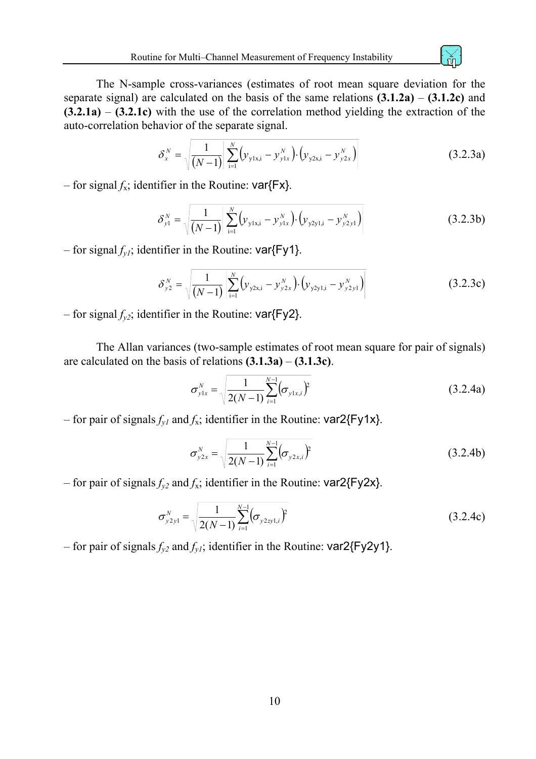The N-sample cross-variances (estimates of root mean square deviation for the separate signal) are calculated on the basis of the same relations **(3.1.2a)** – **(3.1.2c)** and **(3.2.1a)** – **(3.2.1c)** with the use of the correlation method yielding the extraction of the auto-correlation behavior of the separate signal.

$$\delta_{x}^{N} = \sqrt{\frac{1}{(N-1)}\left|\sum_{\mathrm{i}=1}^{N}\left(y_{\mathrm{y1x,i}} - y_{y1x}^{N}\right)\cdot\left(y_{\mathrm{y2x,i}} - y_{y2x}^{N}\right)\right|} \tag{3.2.3a}$$

– for signal $f_x$; identifier in the Routine: var{Fx}.

$$\delta_{y1}^{N} = \sqrt{\frac{1}{(N-1)}\left|\sum_{\mathrm{i}=1}^{N}\left(y_{\mathrm{y1x,i}} - y_{y1x}^{N}\right)\cdot\left(y_{\mathrm{y2y1,i}} - y_{y2y1}^{N}\right)\right|} \tag{3.2.3b}$$

– for signal $f_{y1}$; identifier in the Routine: var{Fy1}.

$$\delta_{y2}^{N} = \sqrt{\frac{1}{(N-1)}\left|\sum_{\mathrm{i}=1}^{N}\left(y_{\mathrm{y2x,i}} - y_{y2x}^{N}\right)\cdot\left(y_{\mathrm{y2y1,i}} - y_{y2y1}^{N}\right)\right|} \tag{3.2.3c}$$

– for signal $f_{y2}$; identifier in the Routine: var{Fy2}.

The Allan variances (two-sample estimates of root mean square for pair of signals) are calculated on the basis of relations **(3.1.3a)** – **(3.1.3c)**.

$$\sigma_{y1x}^{N} = \sqrt{\frac{1}{2(N-1)}\sum_{i=1}^{N-1}\left(\sigma_{y1x,i}\right)^{2}} \tag{3.2.4a}$$

– for pair of signals $f_{y1}$ and $f_x$; identifier in the Routine: var2{Fy1x}.

$$\sigma_{y2x}^{N} = \sqrt{\frac{1}{2(N-1)}\sum_{i=1}^{N-1}\left(\sigma_{y2x,i}\right)^{2}} \tag{3.2.4b}$$

– for pair of signals $f_{y2}$ and $f_x$; identifier in the Routine: var2{Fy2x}.

$$\sigma_{y2y1}^{N} = \sqrt{\frac{1}{2(N-1)}\sum_{i=1}^{N-1}\left(\sigma_{y2zy1,i}\right)^{2}} \tag{3.2.4c}$$

– for pair of signals $f_{y2}$ and $f_{y1}$; identifier in the Routine: var2{Fy2y1}.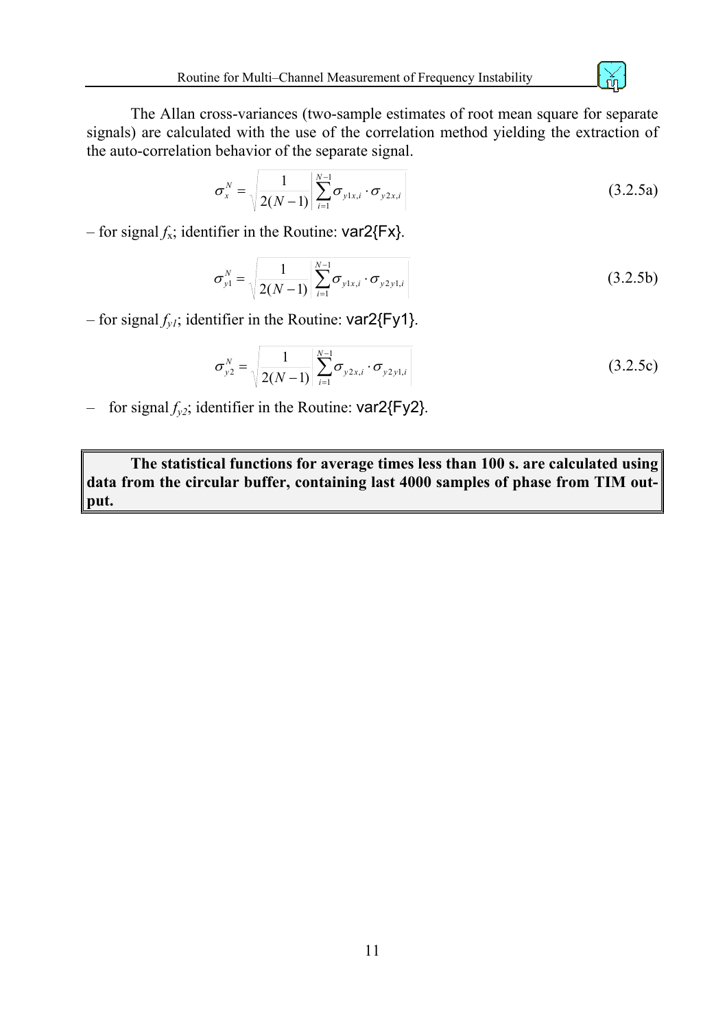The Allan cross-variances (two-sample estimates of root mean square for separate signals) are calculated with the use of the correlation method yielding the extraction of the auto-correlation behavior of the separate signal.

$$\sigma_x^N = \sqrt{\frac{1}{2(N-1)} \left| \sum_{i=1}^{N-1} \sigma_{y1x,i} \cdot \sigma_{y2x,i} \right|} \tag{3.2.5a}$$

– for signal $f_x$; identifier in the Routine: var2{Fx}.

$$\sigma_{y1}^N = \sqrt{\frac{1}{2(N-1)} \left| \sum_{i=1}^{N-1} \sigma_{y1x,i} \cdot \sigma_{y2y1,i} \right|} \tag{3.2.5b}$$

– for signal $f_{y1}$; identifier in the Routine: var2{Fy1}.

$$\sigma_{y2}^N = \sqrt{\frac{1}{2(N-1)} \left| \sum_{i=1}^{N-1} \sigma_{y2x,i} \cdot \sigma_{y2y1,i} \right|} \tag{3.2.5c}$$

– for signal $f_{y2}$; identifier in the Routine: var2{Fy2}.

**The statistical functions for average times less than 100 s. are calculated using data from the circular buffer, containing last 4000 samples of phase from TIM output.**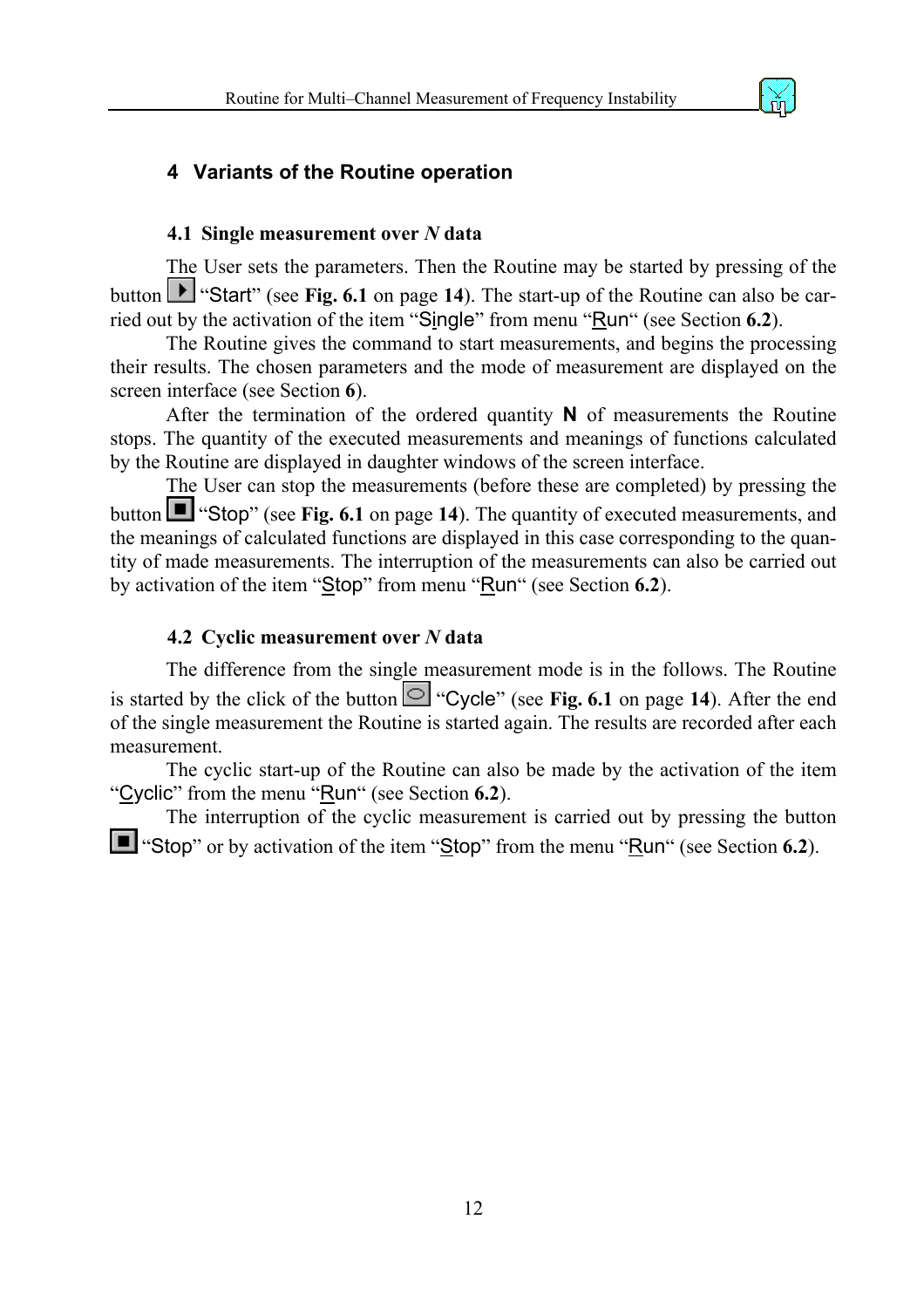## 4 Variants of the Routine operation

### 4.1 Single measurement over *N* data

The User sets the parameters. Then the Routine may be started by pressing of the button "Start" (see **Fig. 6.1** on page **14**). The start-up of the Routine can also be carried out by the activation of the item "Single" from menu "Run" (see Section **6.2**).

The Routine gives the command to start measurements, and begins the processing their results. The chosen parameters and the mode of measurement are displayed on the screen interface (see Section **6**).

After the termination of the ordered quantity **N** of measurements the Routine stops. The quantity of the executed measurements and meanings of functions calculated by the Routine are displayed in daughter windows of the screen interface.

The User can stop the measurements (before these are completed) by pressing the button "Stop" (see **Fig. 6.1** on page **14**). The quantity of executed measurements, and the meanings of calculated functions are displayed in this case corresponding to the quantity of made measurements. The interruption of the measurements can also be carried out by activation of the item "Stop" from menu "Run" (see Section **6.2**).

### 4.2 Cyclic measurement over *N* data

The difference from the single measurement mode is in the follows. The Routine is started by the click of the button "Cycle" (see **Fig. 6.1** on page **14**). After the end of the single measurement the Routine is started again. The results are recorded after each measurement.

The cyclic start-up of the Routine can also be made by the activation of the item "Cyclic" from the menu "Run" (see Section **6.2**).

The interruption of the cyclic measurement is carried out by pressing the button "Stop" or by activation of the item "Stop" from the menu "Run" (see Section **6.2**).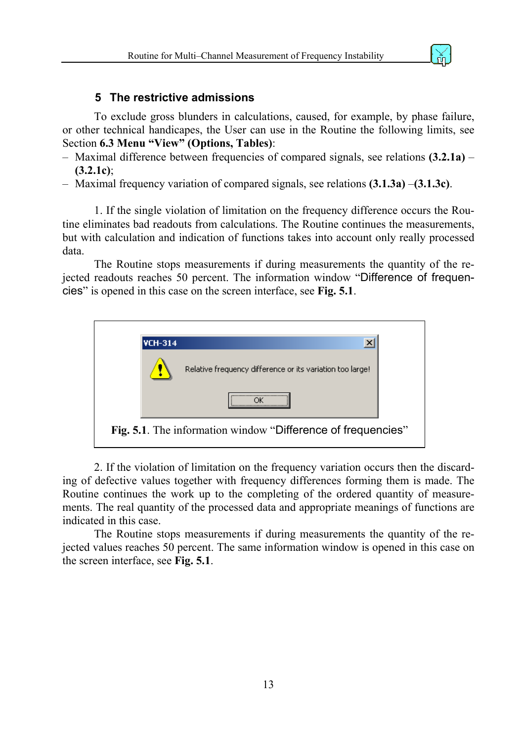## 5 The restrictive admissions

To exclude gross blunders in calculations, caused, for example, by phase failure, or other technical handicapes, the User can use in the Routine the following limits, see Section **6.3 Menu “View” (Options, Tables)**:

- Maximal difference between frequencies of compared signals, see relations **(3.2.1a)** – **(3.2.1c)**;
- Maximal frequency variation of compared signals, see relations **(3.1.3a)** –**(3.1.3c)**.

1. If the single violation of limitation on the frequency difference occurs the Routine eliminates bad readouts from calculations. The Routine continues the measurements, but with calculation and indication of functions takes into account only really processed data.

The Routine stops measurements if during measurements the quantity of the rejected readouts reaches 50 percent. The information window “Difference of frequencies” is opened in this case on the screen interface, see **Fig. 5.1**.

VCH-314

Relative frequency difference or its variation too large!

OK

**Fig. 5.1**. The information window “Difference of frequencies”

2. If the violation of limitation on the frequency variation occurs then the discarding of defective values together with frequency differences forming them is made. The Routine continues the work up to the completing of the ordered quantity of measurements. The real quantity of the processed data and appropriate meanings of functions are indicated in this case.

The Routine stops measurements if during measurements the quantity of the rejected values reaches 50 percent. The same information window is opened in this case on the screen interface, see **Fig. 5.1**.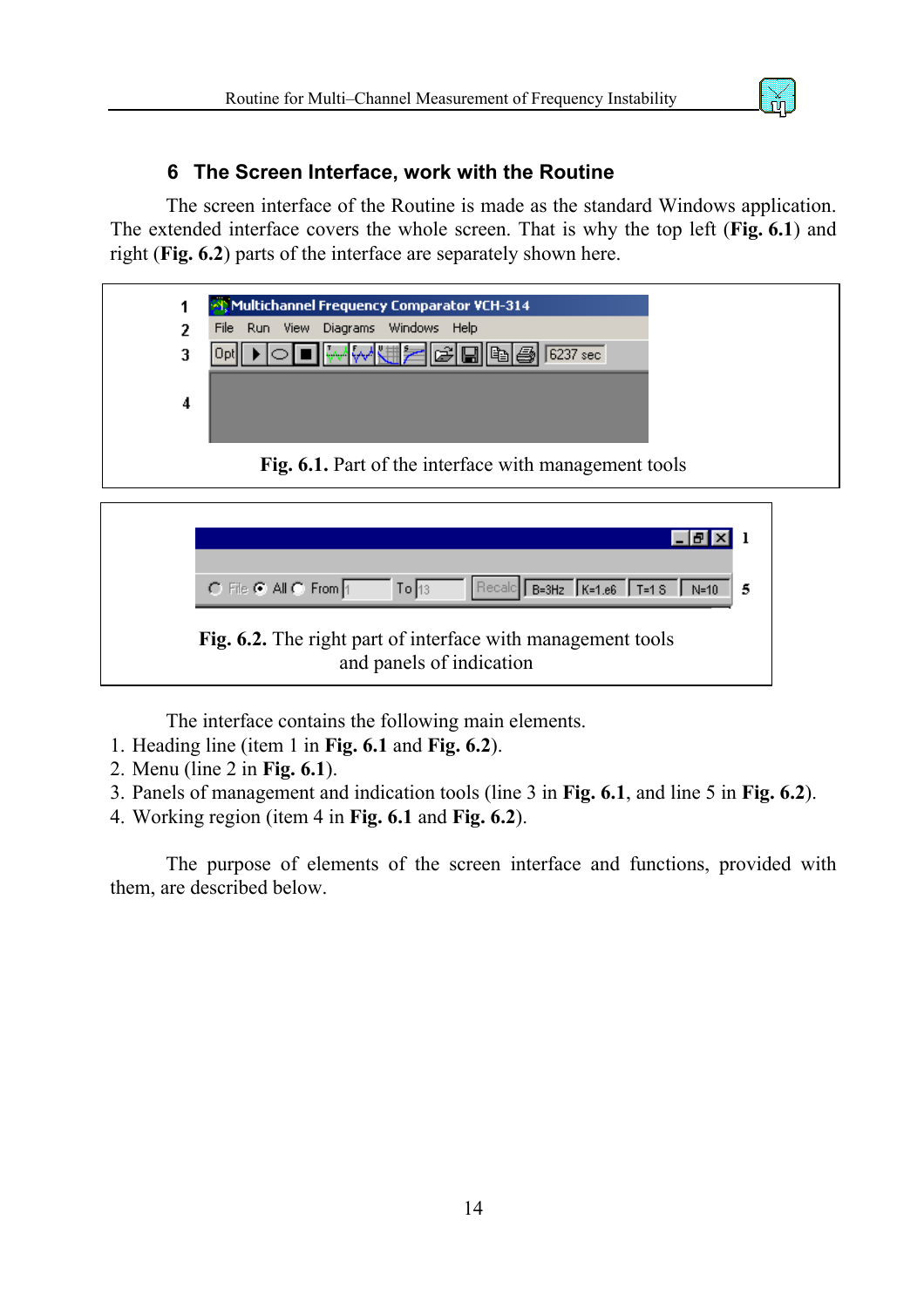## 6 The Screen Interface, work with the Routine

The screen interface of the Routine is made as the standard Windows application. The extended interface covers the whole screen. That is why the top left (**Fig. 6.1**) and right (**Fig. 6.2**) parts of the interface are separately shown here.

**Fig. 6.1.** Part of the interface with management tools

**Fig. 6.2.** The right part of interface with management tools and panels of indication

The interface contains the following main elements.

1. Heading line (item 1 in **Fig. 6.1** and **Fig. 6.2**).
2. Menu (line 2 in **Fig. 6.1**).
3. Panels of management and indication tools (line 3 in **Fig. 6.1**, and line 5 in **Fig. 6.2**).
4. Working region (item 4 in **Fig. 6.1** and **Fig. 6.2**).

The purpose of elements of the screen interface and functions, provided with them, are described below.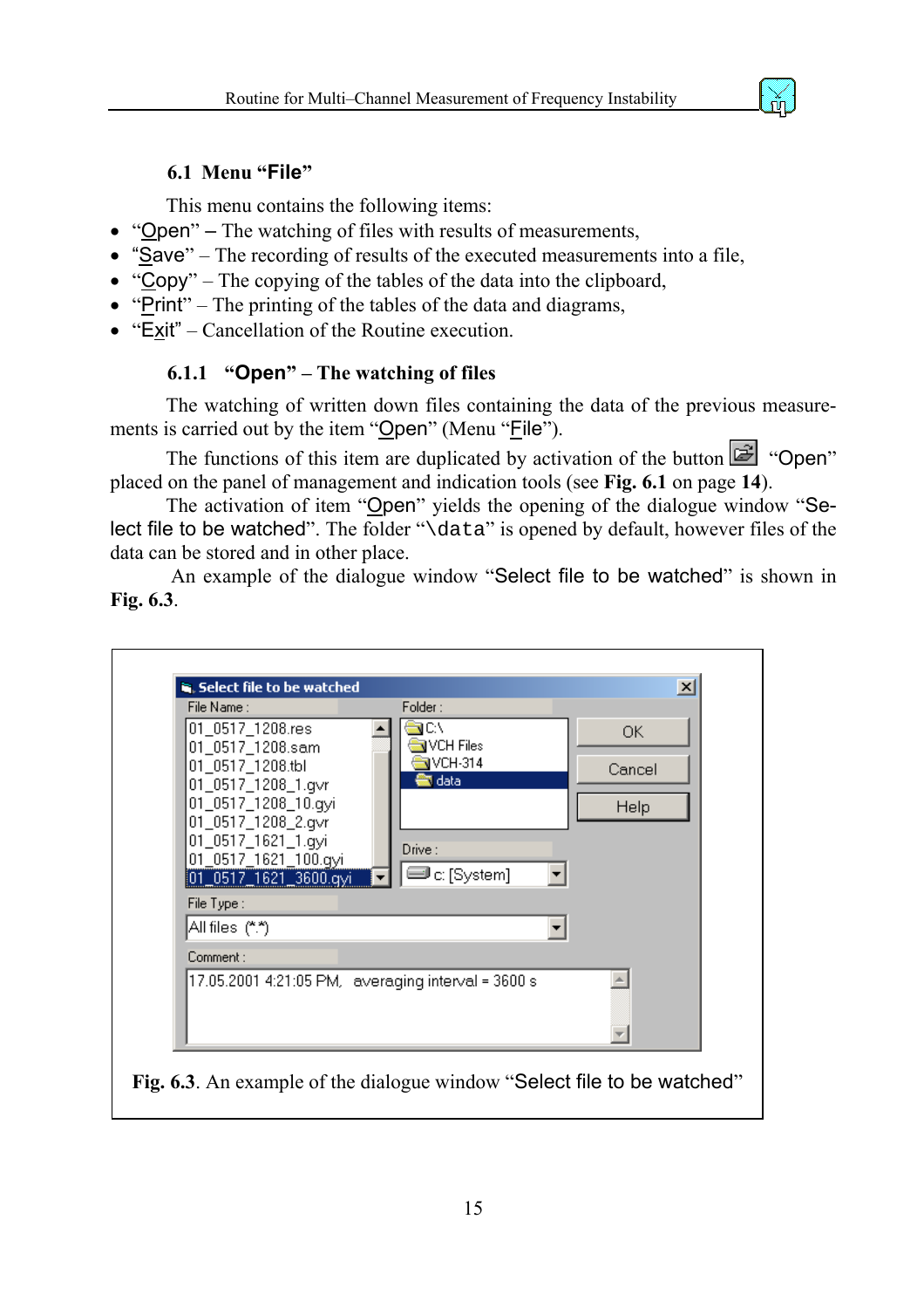### 6.1 Menu "File"

This menu contains the following items:

- "Open" – The watching of files with results of measurements,
- "Save" – The recording of results of the executed measurements into a file,
- "Copy" – The copying of the tables of the data into the clipboard,
- "Print" – The printing of the tables of the data and diagrams,
- "Exit" – Cancellation of the Routine execution.

#### 6.1.1 "Open" – The watching of files

The watching of written down files containing the data of the previous measurements is carried out by the item "Open" (Menu "File").

The functions of this item are duplicated by activation of the button "Open" placed on the panel of management and indication tools (see **Fig. 6.1** on page **14**).

The activation of item "Open" yields the opening of the dialogue window "Select file to be watched". The folder "\data" is opened by default, however files of the data can be stored and in other place.

An example of the dialogue window "Select file to be watched" is shown in **Fig. 6.3**.

**Fig. 6.3**. An example of the dialogue window "Select file to be watched"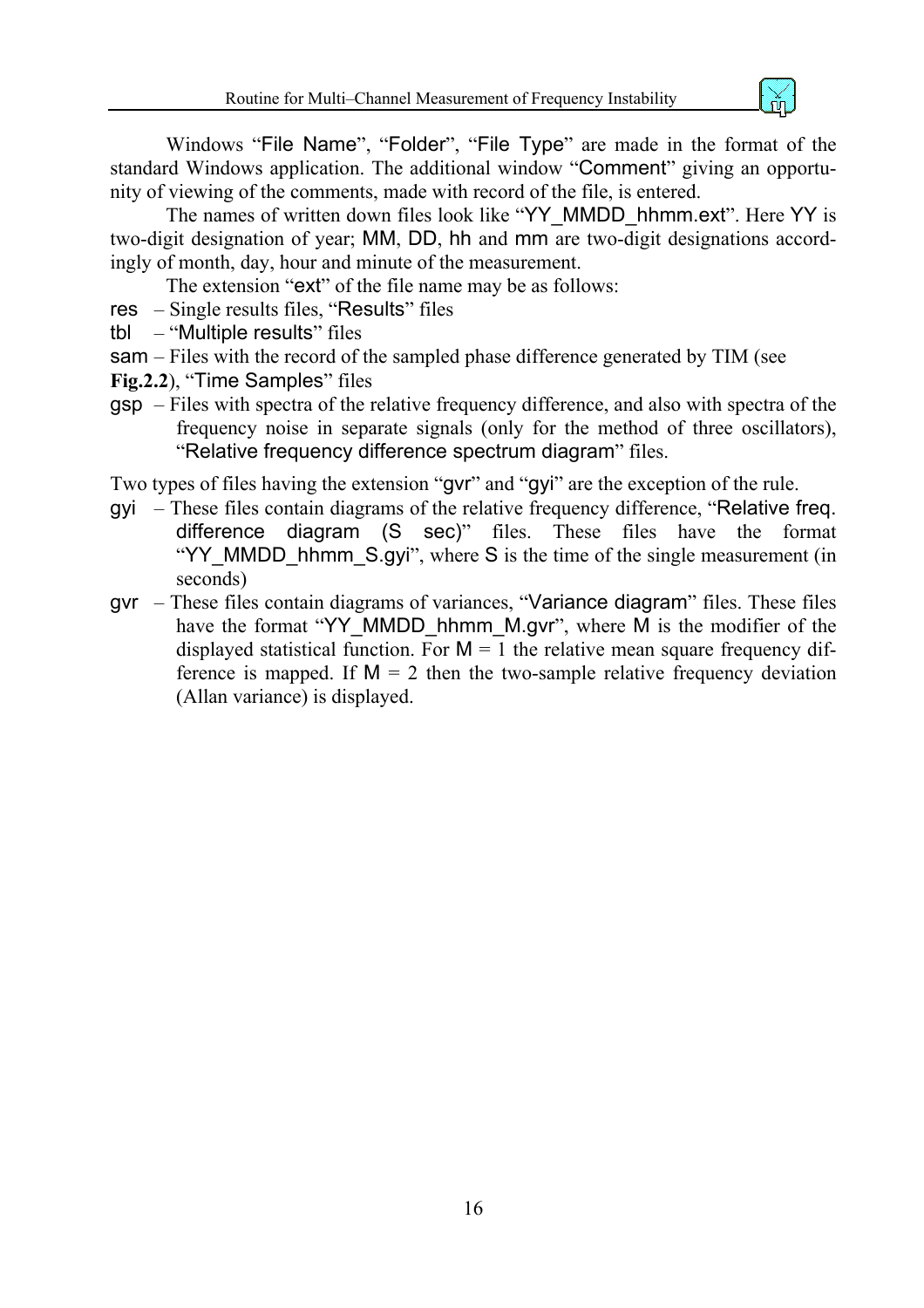Windows "File Name", "Folder", "File Type" are made in the format of the standard Windows application. The additional window "Comment" giving an opportunity of viewing of the comments, made with record of the file, is entered.

The names of written down files look like "YY_MMDD_hhmm.ext". Here YY is two-digit designation of year; MM, DD, hh and mm are two-digit designations accordingly of month, day, hour and minute of the measurement.

The extension "ext" of the file name may be as follows:

res – Single results files, "Results" files

tbl – "Multiple results" files

sam – Files with the record of the sampled phase difference generated by TIM (see **Fig.2.2**), "Time Samples" files

gsp – Files with spectra of the relative frequency difference, and also with spectra of the frequency noise in separate signals (only for the method of three oscillators), "Relative frequency difference spectrum diagram" files.

Two types of files having the extension "gvr" and "gyi" are the exception of the rule.

gyi – These files contain diagrams of the relative frequency difference, "Relative freq. difference diagram (S sec)" files. These files have the format "YY_MMDD_hhmm_S.gyi", where S is the time of the single measurement (in seconds)

gvr – These files contain diagrams of variances, "Variance diagram" files. These files have the format "YY_MMDD_hhmm_M.gvr", where M is the modifier of the displayed statistical function. For M = 1 the relative mean square frequency difference is mapped. If M = 2 then the two-sample relative frequency deviation (Allan variance) is displayed.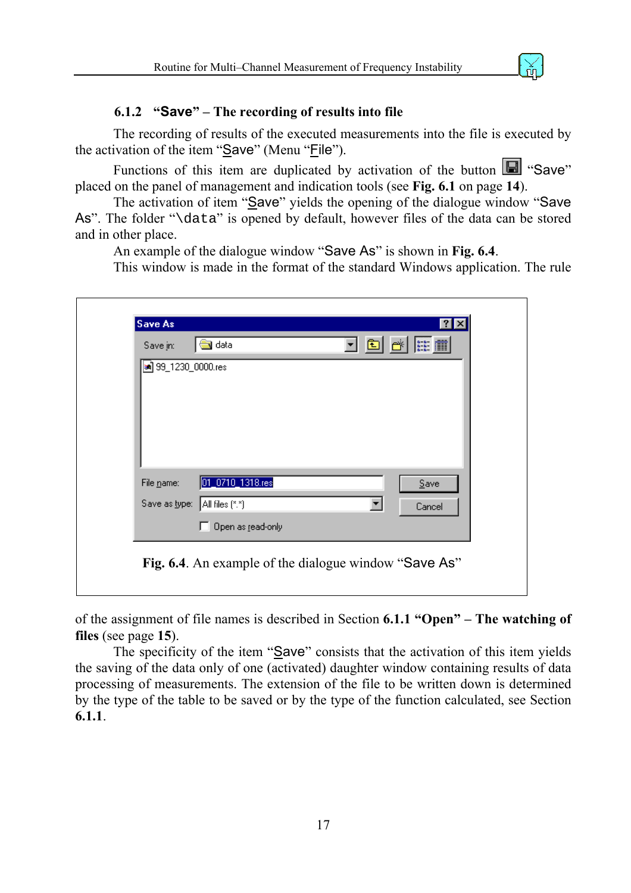### 6.1.2 "Save" – The recording of results into file

The recording of results of the executed measurements into the file is executed by the activation of the item "Save" (Menu "File").

Functions of this item are duplicated by activation of the button "Save" placed on the panel of management and indication tools (see **Fig. 6.1** on page **14**).

The activation of item "Save" yields the opening of the dialogue window "Save As". The folder "\data" is opened by default, however files of the data can be stored and in other place.

An example of the dialogue window "Save As" is shown in **Fig. 6.4**.

This window is made in the format of the standard Windows application. The rule of the assignment of file names is described in Section **6.1.1 "Open" – The watching of files** (see page **15**).

**Fig. 6.4**. An example of the dialogue window "Save As"

The specificity of the item "Save" consists that the activation of this item yields the saving of the data only of one (activated) daughter window containing results of data processing of measurements. The extension of the file to be written down is determined by the type of the table to be saved or by the type of the function calculated, see Section **6.1.1**.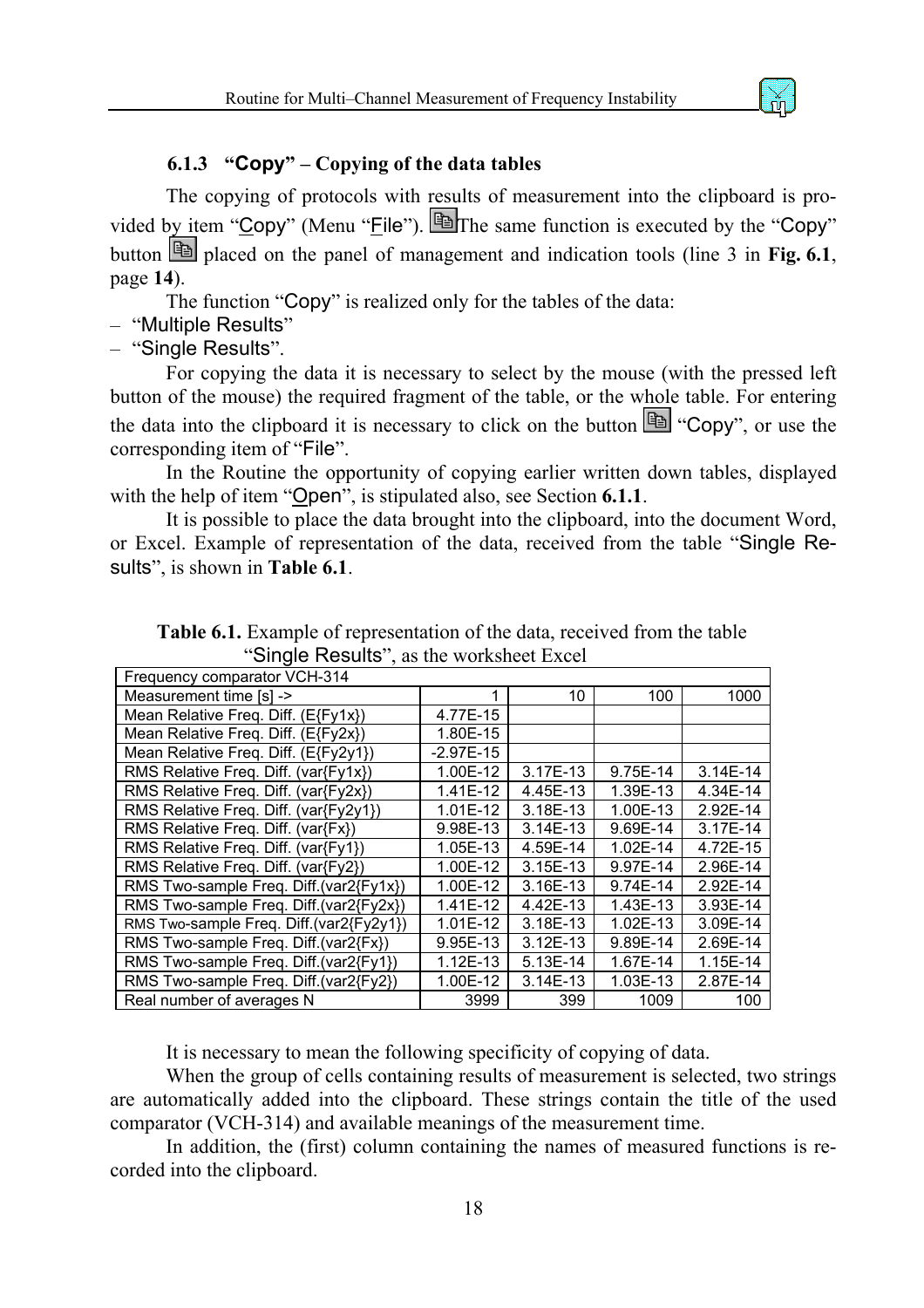### 6.1.3 "Copy" – Copying of the data tables

The copying of protocols with results of measurement into the clipboard is provided by item "Copy" (Menu "File"). The same function is executed by the "Copy" button placed on the panel of management and indication tools (line 3 in **Fig. 6.1**, page **14**).

The function "Copy" is realized only for the tables of the data:

– "Multiple Results"
– "Single Results".

For copying the data it is necessary to select by the mouse (with the pressed left button of the mouse) the required fragment of the table, or the whole table. For entering the data into the clipboard it is necessary to click on the button "Copy", or use the corresponding item of "File".

In the Routine the opportunity of copying earlier written down tables, displayed with the help of item "Open", is stipulated also, see Section **6.1.1**.

It is possible to place the data brought into the clipboard, into the document Word, or Excel. Example of representation of the data, received from the table "Single Results", is shown in **Table 6.1**.

**Table 6.1.** Example of representation of the data, received from the table "Single Results", as the worksheet Excel

| Frequency comparator VCH-314 | | | | |
|---|---|---|---|---|
| Measurement time [s] -> | 1 | 10 | 100 | 1000 |
| Mean Relative Freq. Diff. (E{Fy1x}) | 4.77E-15 | | | |
| Mean Relative Freq. Diff. (E{Fy2x}) | 1.80E-15 | | | |
| Mean Relative Freq. Diff. (E{Fy2y1}) | -2.97E-15 | | | |
| RMS Relative Freq. Diff. (var{Fy1x}) | 1.00E-12 | 3.17E-13 | 9.75E-14 | 3.14E-14 |
| RMS Relative Freq. Diff. (var{Fy2x}) | 1.41E-12 | 4.45E-13 | 1.39E-13 | 4.34E-14 |
| RMS Relative Freq. Diff. (var{Fy2y1}) | 1.01E-12 | 3.18E-13 | 1.00E-13 | 2.92E-14 |
| RMS Relative Freq. Diff. (var{Fx}) | 9.98E-13 | 3.14E-13 | 9.69E-14 | 3.17E-14 |
| RMS Relative Freq. Diff. (var{Fy1}) | 1.05E-13 | 4.59E-14 | 1.02E-14 | 4.72E-15 |
| RMS Relative Freq. Diff. (var{Fy2}) | 1.00E-12 | 3.15E-13 | 9.97E-14 | 2.96E-14 |
| RMS Two-sample Freq. Diff.(var2{Fy1x}) | 1.00E-12 | 3.16E-13 | 9.74E-14 | 2.92E-14 |
| RMS Two-sample Freq. Diff.(var2{Fy2x}) | 1.41E-12 | 4.42E-13 | 1.43E-13 | 3.93E-14 |
| RMS Two-sample Freq. Diff.(var2{Fy2y1}) | 1.01E-12 | 3.18E-13 | 1.02E-13 | 3.09E-14 |
| RMS Two-sample Freq. Diff.(var2{Fx}) | 9.95E-13 | 3.12E-13 | 9.89E-14 | 2.69E-14 |
| RMS Two-sample Freq. Diff.(var2{Fy1}) | 1.12E-13 | 5.13E-14 | 1.67E-14 | 1.15E-14 |
| RMS Two-sample Freq. Diff.(var2{Fy2}) | 1.00E-12 | 3.14E-13 | 1.03E-13 | 2.87E-14 |
| Real number of averages N | 3999 | 399 | 1009 | 100 |

It is necessary to mean the following specificity of copying of data.

When the group of cells containing results of measurement is selected, two strings are automatically added into the clipboard. These strings contain the title of the used comparator (VCH-314) and available meanings of the measurement time.

In addition, the (first) column containing the names of measured functions is recorded into the clipboard.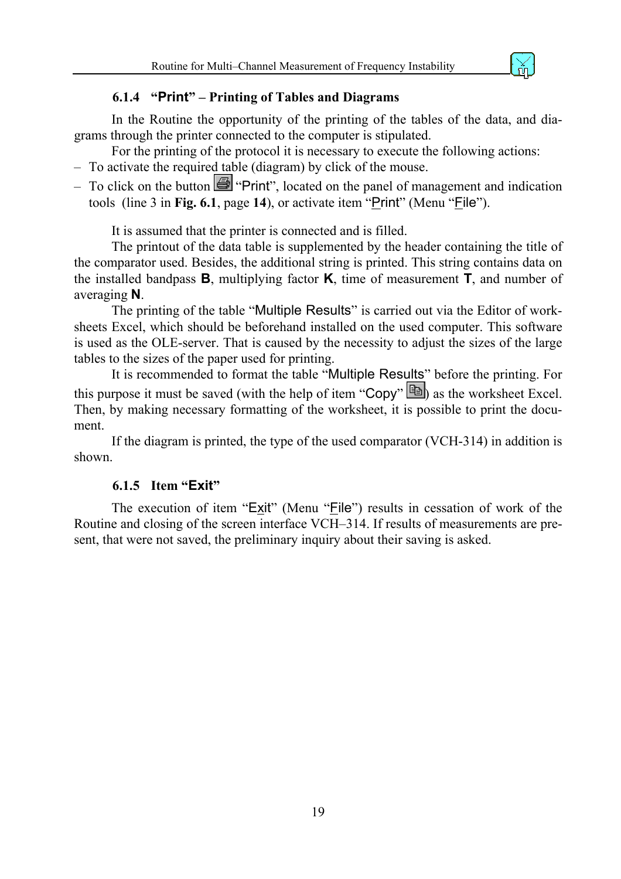### 6.1.4 "Print" – Printing of Tables and Diagrams

In the Routine the opportunity of the printing of the tables of the data, and diagrams through the printer connected to the computer is stipulated.

For the printing of the protocol it is necessary to execute the following actions:

- To activate the required table (diagram) by click of the mouse.
- To click on the button "Print", located on the panel of management and indication tools (line 3 in **Fig. 6.1**, page **14**), or activate item "Print" (Menu "File").

It is assumed that the printer is connected and is filled.

The printout of the data table is supplemented by the header containing the title of the comparator used. Besides, the additional string is printed. This string contains data on the installed bandpass **B**, multiplying factor **K**, time of measurement **T**, and number of averaging **N**.

The printing of the table "Multiple Results" is carried out via the Editor of worksheets Excel, which should be beforehand installed on the used computer. This software is used as the OLE-server. That is caused by the necessity to adjust the sizes of the large tables to the sizes of the paper used for printing.

It is recommended to format the table "Multiple Results" before the printing. For this purpose it must be saved (with the help of item "Copy" ) as the worksheet Excel. Then, by making necessary formatting of the worksheet, it is possible to print the document.

If the diagram is printed, the type of the used comparator (VCH-314) in addition is shown.

### 6.1.5 Item "Exit"

The execution of item "Exit" (Menu "File") results in cessation of work of the Routine and closing of the screen interface VCH–314. If results of measurements are present, that were not saved, the preliminary inquiry about their saving is asked.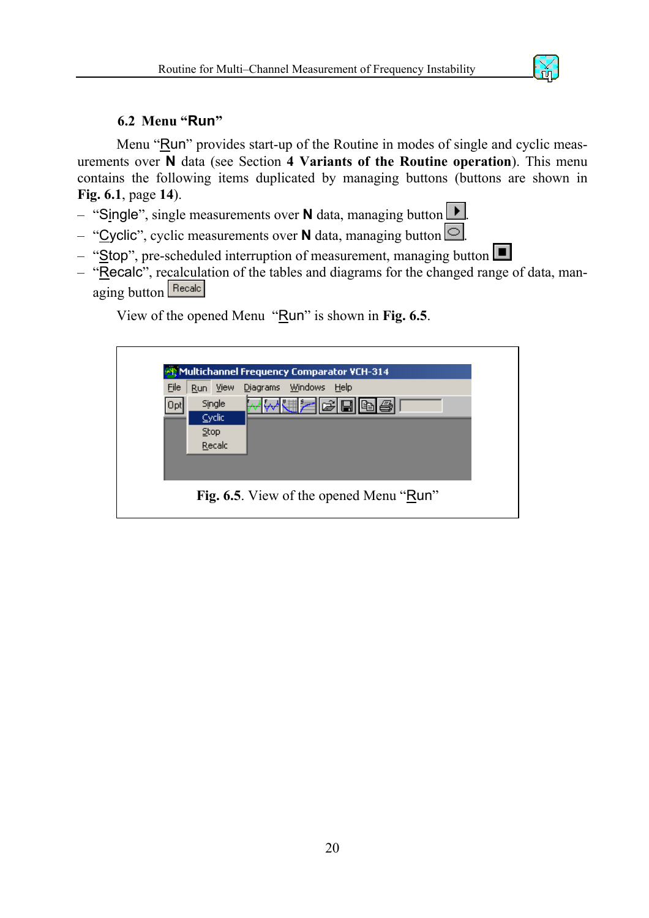## 6.2 Menu “Run”

Menu “Run” provides start-up of the Routine in modes of single and cyclic measurements over **N** data (see Section **4 Variants of the Routine operation**). This menu contains the following items duplicated by managing buttons (buttons are shown in **Fig. 6.1**, page **14**).

- “Single”, single measurements over **N** data, managing button.
- “Cyclic”, cyclic measurements over **N** data, managing button.
- “Stop”, pre-scheduled interruption of measurement, managing button
- “Recalc”, recalculation of the tables and diagrams for the changed range of data, managing button Recalc

View of the opened Menu “Run” is shown in **Fig. 6.5**.

**Fig. 6.5**. View of the opened Menu “Run”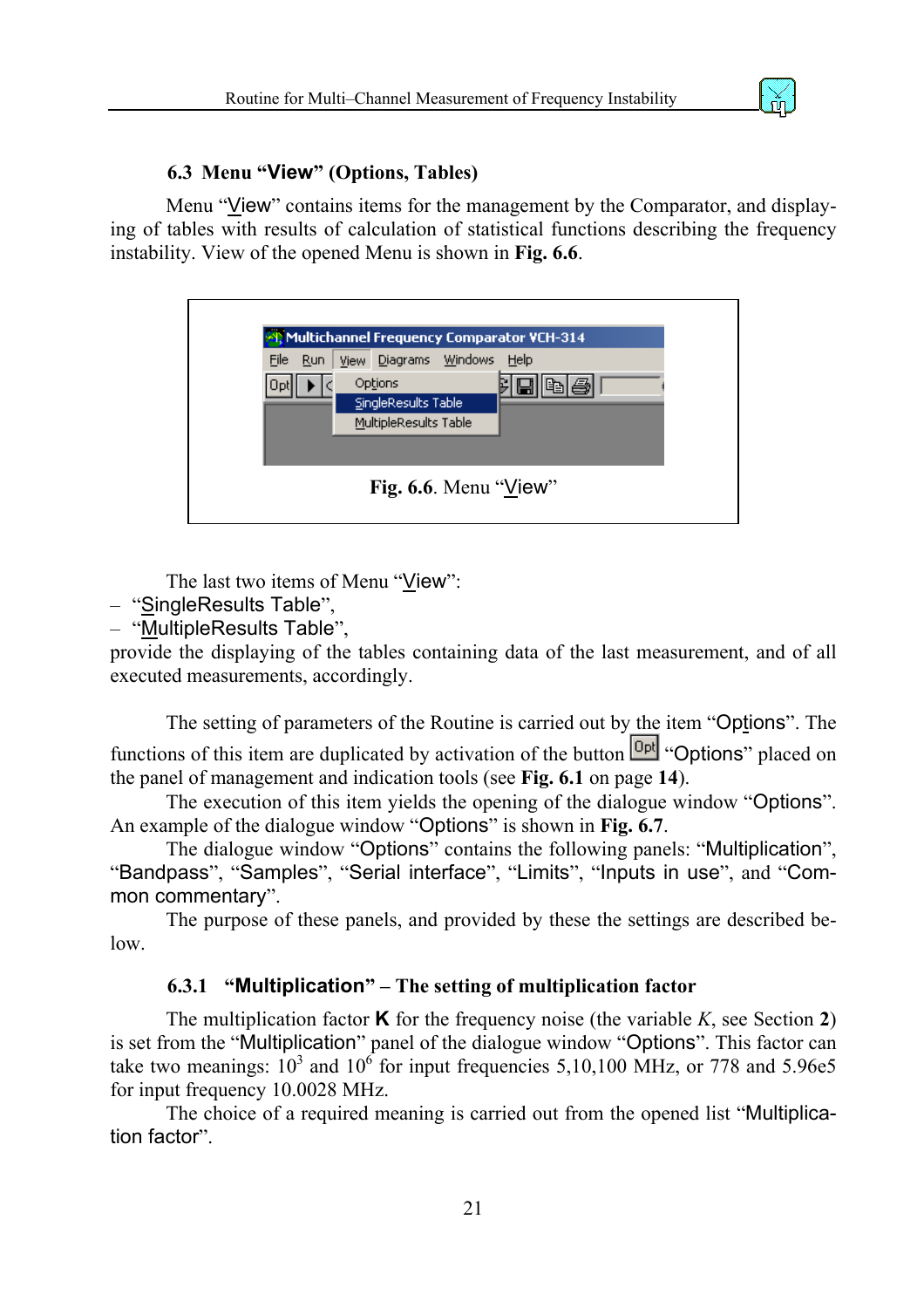### 6.3 Menu “View” (Options, Tables)

Menu “View” contains items for the management by the Comparator, and displaying of tables with results of calculation of statistical functions describing the frequency instability. View of the opened Menu is shown in **Fig. 6.6**.

**Fig. 6.6**. Menu “View”

The last two items of Menu “View”:

– “SingleResults Table”,
– “MultipleResults Table”,

provide the displaying of the tables containing data of the last measurement, and of all executed measurements, accordingly.

The setting of parameters of the Routine is carried out by the item “Options”. The functions of this item are duplicated by activation of the button Opt “Options” placed on the panel of management and indication tools (see **Fig. 6.1** on page **14**).

The execution of this item yields the opening of the dialogue window “Options”. An example of the dialogue window “Options” is shown in **Fig. 6.7**.

The dialogue window “Options” contains the following panels: “Multiplication”, “Bandpass”, “Samples”, “Serial interface”, “Limits”, “Inputs in use”, and “Common commentary”.

The purpose of these panels, and provided by these the settings are described below.

#### 6.3.1 “Multiplication” – The setting of multiplication factor

The multiplication factor **K** for the frequency noise (the variable *K*, see Section **2**) is set from the “Multiplication” panel of the dialogue window “Options”. This factor can take two meanings: $10^3$ and $10^6$ for input frequencies 5,10,100 MHz, or 778 and 5.96e5 for input frequency 10.0028 MHz.

The choice of a required meaning is carried out from the opened list “Multiplication factor”.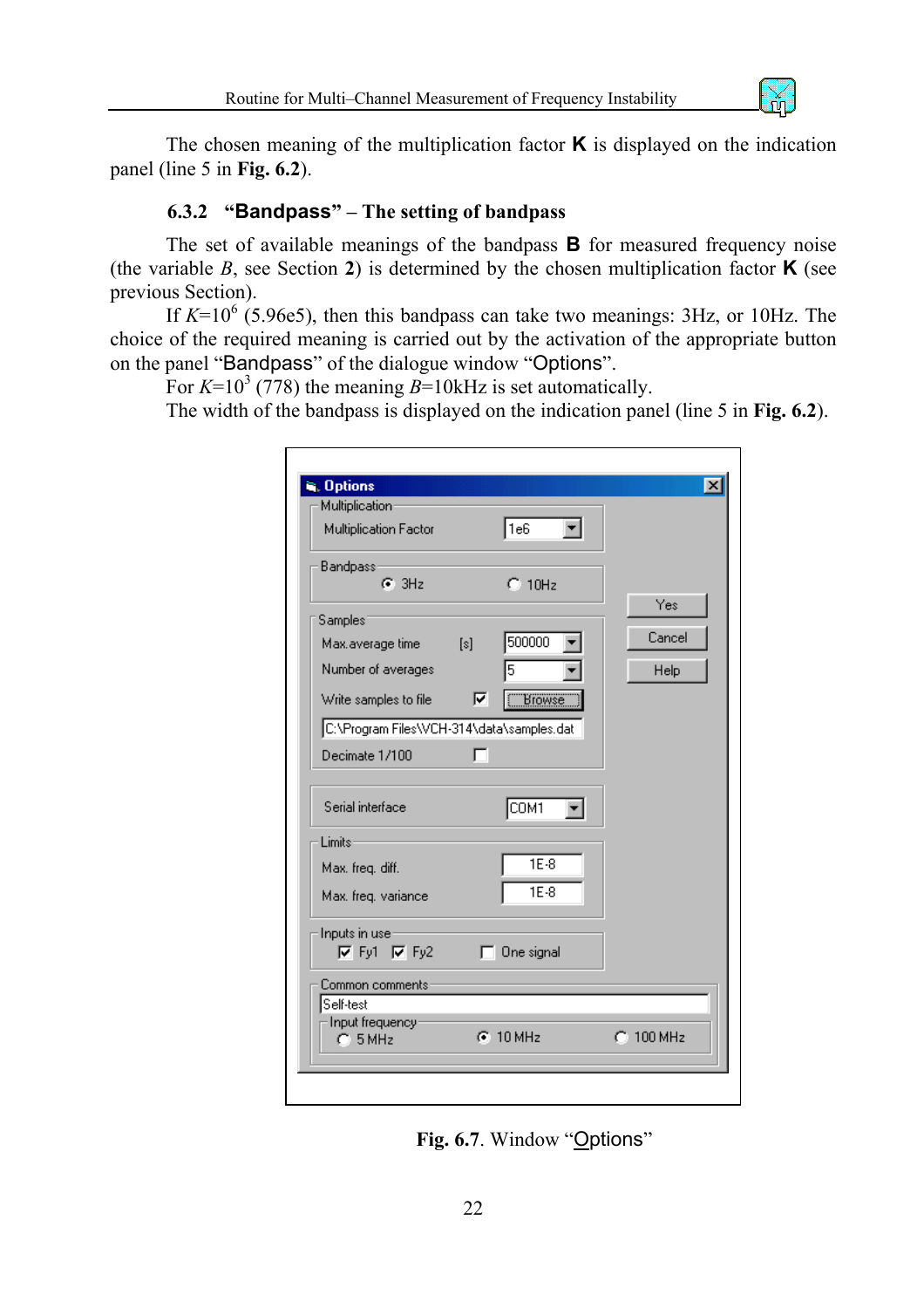The chosen meaning of the multiplication factor **K** is displayed on the indication panel (line 5 in **Fig. 6.2**).

### 6.3.2 "Bandpass" – The setting of bandpass

The set of available meanings of the bandpass **B** for measured frequency noise (the variable *B*, see Section **2**) is determined by the chosen multiplication factor **K** (see previous Section).

If $K=10^6$ (5.96e5), then this bandpass can take two meanings: 3Hz, or 10Hz. The choice of the required meaning is carried out by the activation of the appropriate button on the panel "Bandpass" of the dialogue window "Options".

For $K=10^3$ (778) the meaning $B$=10kHz is set automatically.

The width of the bandpass is displayed on the indication panel (line 5 in **Fig. 6.2**).

**Fig. 6.7**. Window "Options"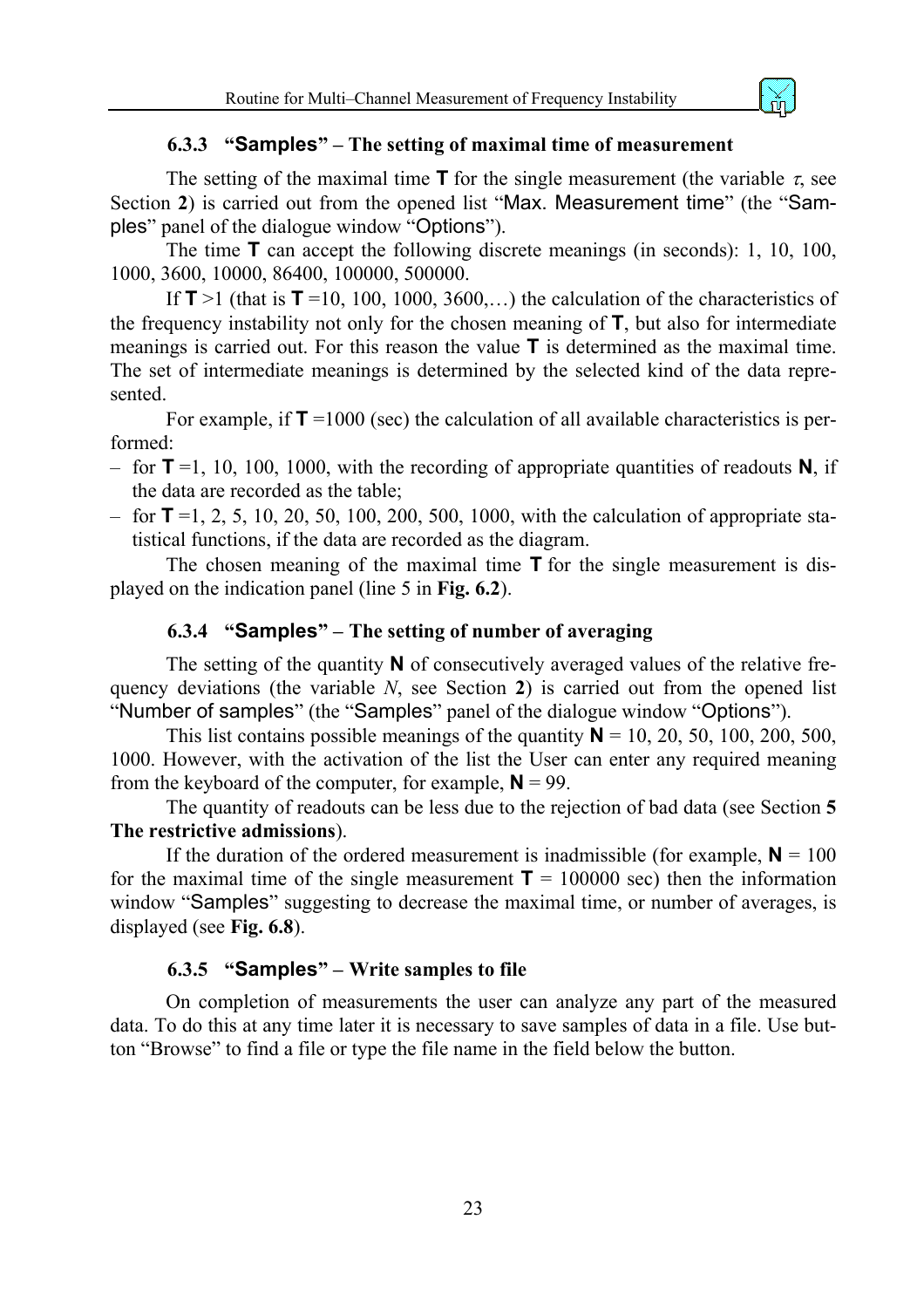### 6.3.3 "Samples" – The setting of maximal time of measurement

The setting of the maximal time **T** for the single measurement (the variable $\tau$, see Section **2**) is carried out from the opened list "Max. Measurement time" (the "Samples" panel of the dialogue window "Options").

The time **T** can accept the following discrete meanings (in seconds): 1, 10, 100, 1000, 3600, 10000, 86400, 100000, 500000.

If **T** >1 (that is **T** =10, 100, 1000, 3600,…) the calculation of the characteristics of the frequency instability not only for the chosen meaning of **T**, but also for intermediate meanings is carried out. For this reason the value **T** is determined as the maximal time. The set of intermediate meanings is determined by the selected kind of the data represented.

For example, if **T** =1000 (sec) the calculation of all available characteristics is performed:

– for **T** =1, 10, 100, 1000, with the recording of appropriate quantities of readouts **N**, if the data are recorded as the table;
– for **T** =1, 2, 5, 10, 20, 50, 100, 200, 500, 1000, with the calculation of appropriate statistical functions, if the data are recorded as the diagram.

The chosen meaning of the maximal time **T** for the single measurement is displayed on the indication panel (line 5 in **Fig. 6.2**).

### 6.3.4 "Samples" – The setting of number of averaging

The setting of the quantity **N** of consecutively averaged values of the relative frequency deviations (the variable *N*, see Section **2**) is carried out from the opened list "Number of samples" (the "Samples" panel of the dialogue window "Options").

This list contains possible meanings of the quantity **N** = 10, 20, 50, 100, 200, 500, 1000. However, with the activation of the list the User can enter any required meaning from the keyboard of the computer, for example, **N** = 99.

The quantity of readouts can be less due to the rejection of bad data (see Section **5 The restrictive admissions**).

If the duration of the ordered measurement is inadmissible (for example, **N** = 100 for the maximal time of the single measurement **T** = 100000 sec) then the information window "Samples" suggesting to decrease the maximal time, or number of averages, is displayed (see **Fig. 6.8**).

### 6.3.5 "Samples" – Write samples to file

On completion of measurements the user can analyze any part of the measured data. To do this at any time later it is necessary to save samples of data in a file. Use button "Browse" to find a file or type the file name in the field below the button.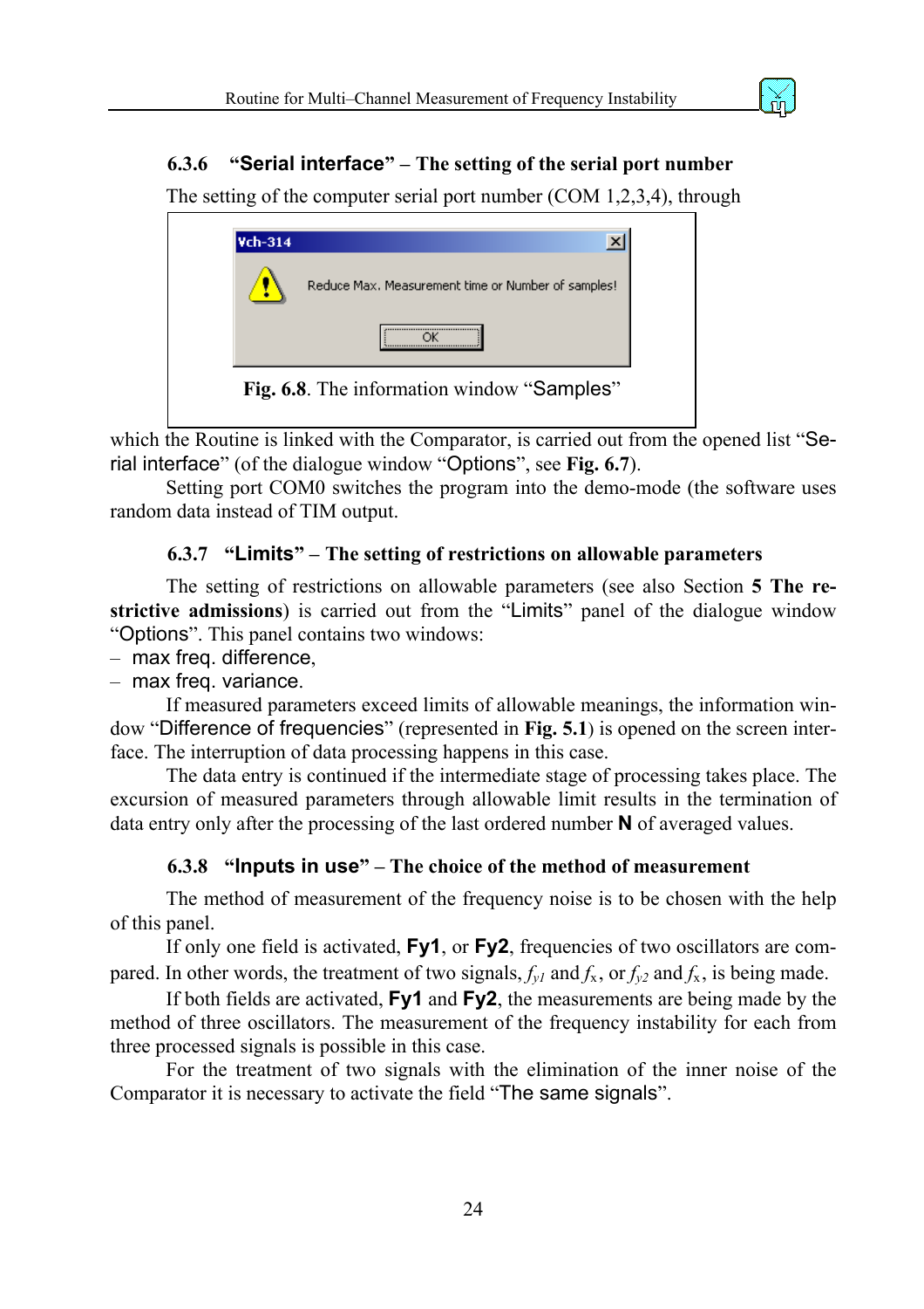### 6.3.6 "Serial interface" – The setting of the serial port number

The setting of the computer serial port number (COM 1,2,3,4), through

Vch-314

Reduce Max. Measurement time or Number of samples!

OK

**Fig. 6.8**. The information window "Samples"

which the Routine is linked with the Comparator, is carried out from the opened list "Serial interface" (of the dialogue window "Options", see **Fig. 6.7**).

Setting port COM0 switches the program into the demo-mode (the software uses random data instead of TIM output.

### 6.3.7 "Limits" – The setting of restrictions on allowable parameters

The setting of restrictions on allowable parameters (see also Section **5 The restrictive admissions**) is carried out from the "Limits" panel of the dialogue window "Options". This panel contains two windows:

- max freq. difference,
- max freq. variance.

If measured parameters exceed limits of allowable meanings, the information window "Difference of frequencies" (represented in **Fig. 5.1**) is opened on the screen interface. The interruption of data processing happens in this case.

The data entry is continued if the intermediate stage of processing takes place. The excursion of measured parameters through allowable limit results in the termination of data entry only after the processing of the last ordered number **N** of averaged values.

### 6.3.8 "Inputs in use" – The choice of the method of measurement

The method of measurement of the frequency noise is to be chosen with the help of this panel.

If only one field is activated, **Fy1**, or **Fy2**, frequencies of two oscillators are compared. In other words, the treatment of two signals, $f_{y1}$ and $f_x$, or $f_{y2}$ and $f_x$, is being made.

If both fields are activated, **Fy1** and **Fy2**, the measurements are being made by the method of three oscillators. The measurement of the frequency instability for each from three processed signals is possible in this case.

For the treatment of two signals with the elimination of the inner noise of the Comparator it is necessary to activate the field "The same signals".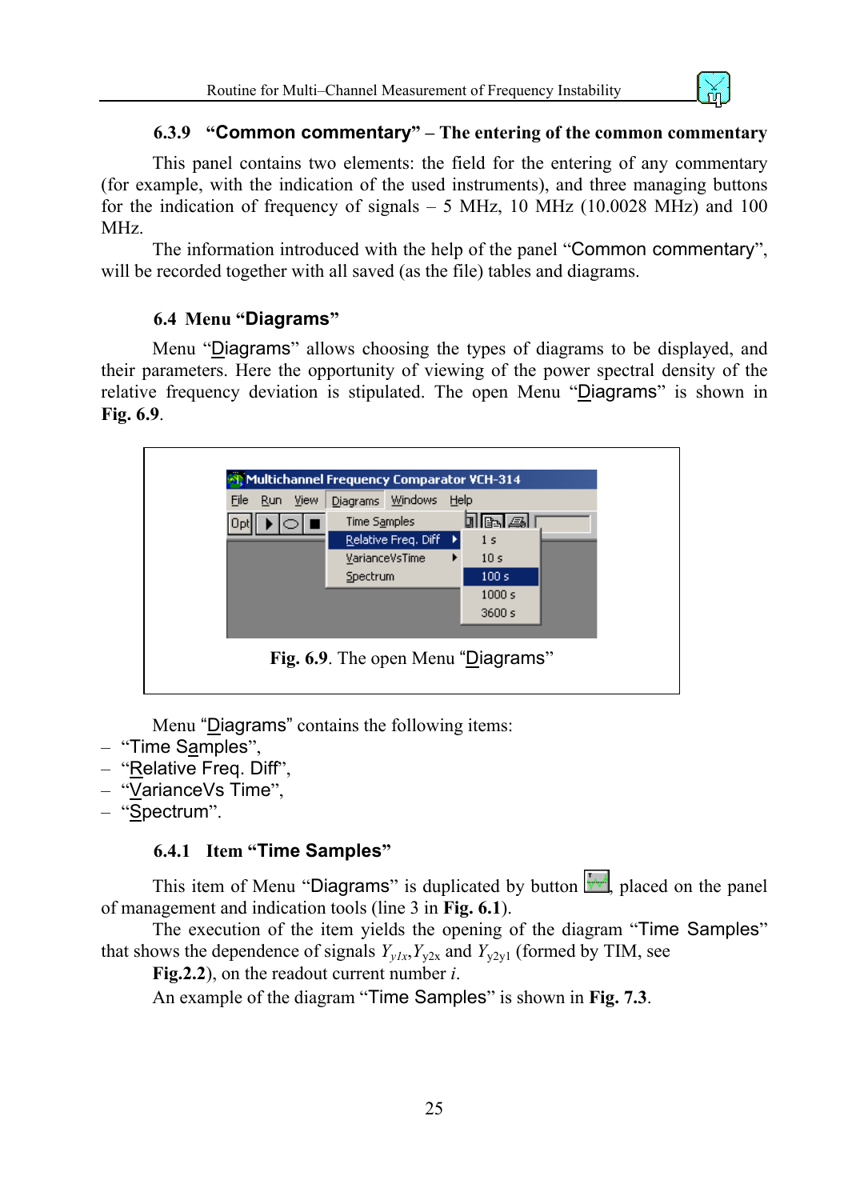### 6.3.9 "Common commentary" – The entering of the common commentary

This panel contains two elements: the field for the entering of any commentary (for example, with the indication of the used instruments), and three managing buttons for the indication of frequency of signals – 5 MHz, 10 MHz (10.0028 MHz) and 100 MHz.

The information introduced with the help of the panel "Common commentary", will be recorded together with all saved (as the file) tables and diagrams.

## 6.4 Menu "Diagrams"

Menu "Diagrams" allows choosing the types of diagrams to be displayed, and their parameters. Here the opportunity of viewing of the power spectral density of the relative frequency deviation is stipulated. The open Menu "Diagrams" is shown in **Fig. 6.9**.

**Fig. 6.9**. The open Menu "Diagrams"

Menu "Diagrams" contains the following items:

– "Time Samples",
– "Relative Freq. Diff",
– "VarianceVs Time",
– "Spectrum".

### 6.4.1 Item "Time Samples"

This item of Menu "Diagrams" is duplicated by button , placed on the panel of management and indication tools (line 3 in **Fig. 6.1**).

The execution of the item yields the opening of the diagram "Time Samples" that shows the dependence of signals $Y_{y1x}, Y_{y2x}$ and $Y_{y2y1}$ (formed by TIM, see **Fig.2.2**), on the readout current number $i$.

An example of the diagram "Time Samples" is shown in **Fig. 7.3**.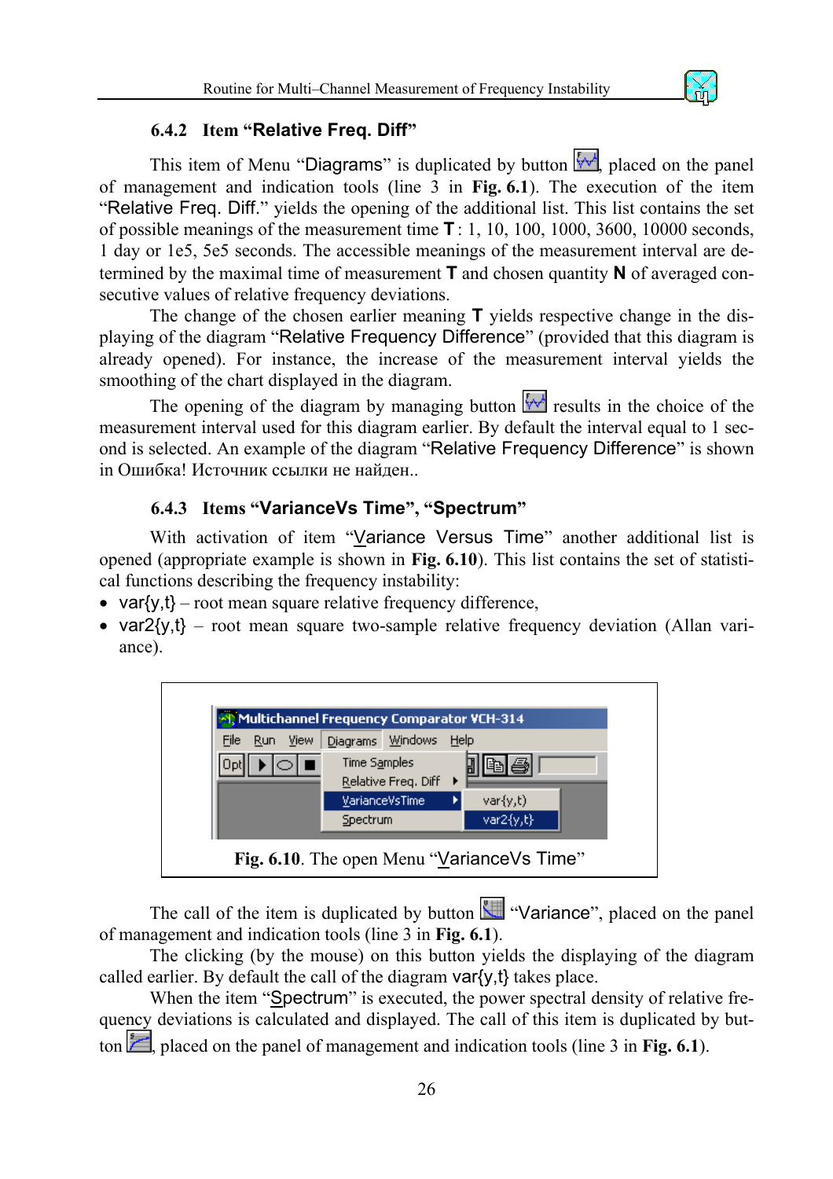### 6.4.2 Item "Relative Freq. Diff"

This item of Menu "Diagrams" is duplicated by button , placed on the panel of management and indication tools (line 3 in **Fig. 6.1**). The execution of the item "Relative Freq. Diff." yields the opening of the additional list. This list contains the set of possible meanings of the measurement time **T** : 1, 10, 100, 1000, 3600, 10000 seconds, 1 day or 1e5, 5e5 seconds. The accessible meanings of the measurement interval are determined by the maximal time of measurement **T** and chosen quantity **N** of averaged consecutive values of relative frequency deviations.

The change of the chosen earlier meaning **T** yields respective change in the displaying of the diagram "Relative Frequency Difference" (provided that this diagram is already opened). For instance, the increase of the measurement interval yields the smoothing of the chart displayed in the diagram.

The opening of the diagram by managing button  results in the choice of the measurement interval used for this diagram earlier. By default the interval equal to 1 second is selected. An example of the diagram "Relative Frequency Difference" is shown in Ошибка! Источник ссылки не найден..

### 6.4.3 Items "VarianceVs Time", "Spectrum"

With activation of item "Variance Versus Time" another additional list is opened (appropriate example is shown in **Fig. 6.10**). This list contains the set of statistical functions describing the frequency instability:

- var{y,t} – root mean square relative frequency difference,
- var2{y,t} – root mean square two-sample relative frequency deviation (Allan variance).

**Fig. 6.10**. The open Menu "VarianceVs Time"

The call of the item is duplicated by button  "Variance", placed on the panel of management and indication tools (line 3 in **Fig. 6.1**).

The clicking (by the mouse) on this button yields the displaying of the diagram called earlier. By default the call of the diagram var{y,t} takes place.

When the item "Spectrum" is executed, the power spectral density of relative frequency deviations is calculated and displayed. The call of this item is duplicated by button , placed on the panel of management and indication tools (line 3 in **Fig. 6.1**).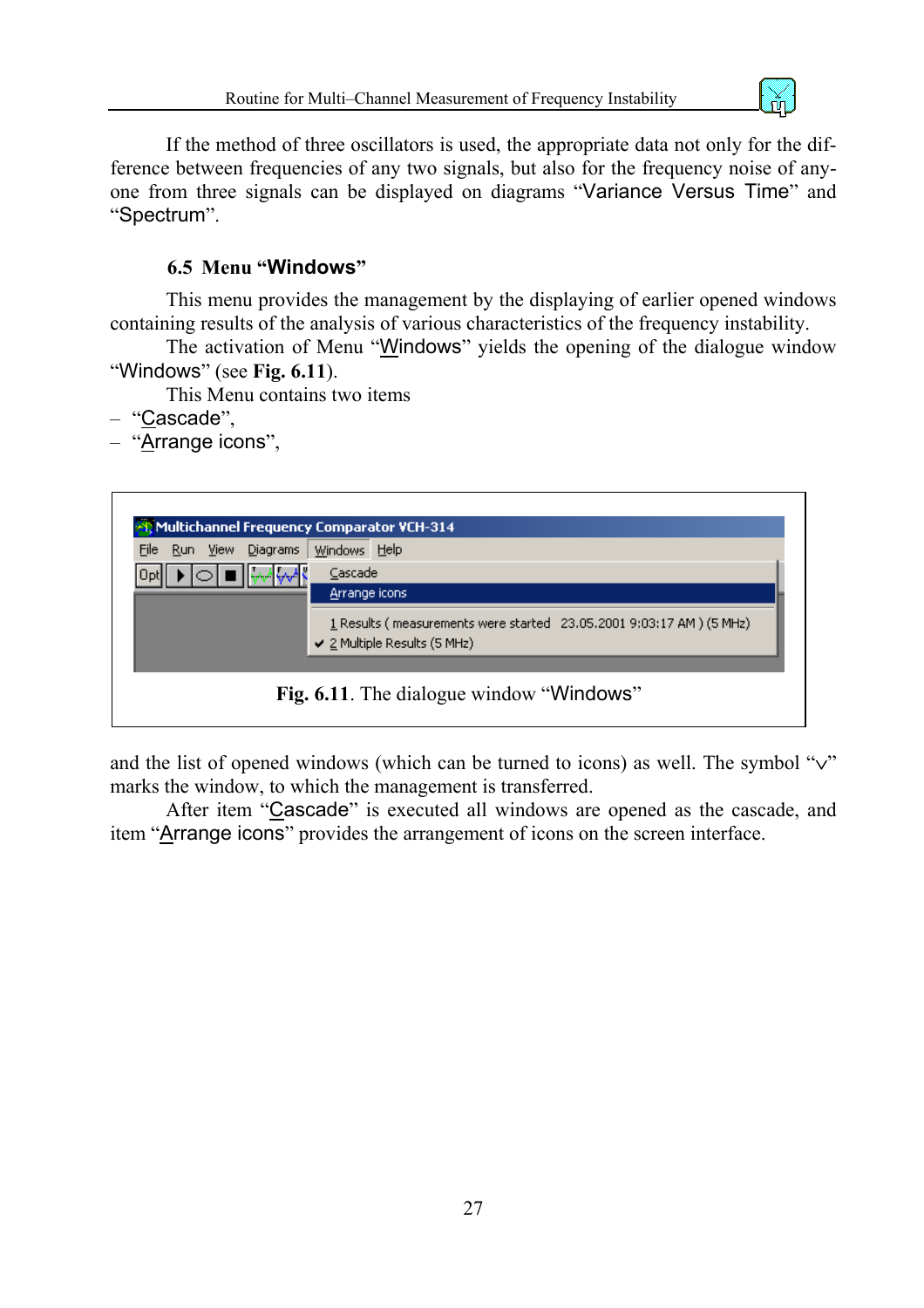If the method of three oscillators is used, the appropriate data not only for the difference between frequencies of any two signals, but also for the frequency noise of anyone from three signals can be displayed on diagrams "Variance Versus Time" and "Spectrum".

### 6.5 Menu "Windows"

This menu provides the management by the displaying of earlier opened windows containing results of the analysis of various characteristics of the frequency instability.

The activation of Menu "Windows" yields the opening of the dialogue window "Windows" (see **Fig. 6.11**).

This Menu contains two items

- "Cascade",
- "Arrange icons",

**Fig. 6.11**. The dialogue window "Windows"

and the list of opened windows (which can be turned to icons) as well. The symbol "√" marks the window, to which the management is transferred.

After item "Cascade" is executed all windows are opened as the cascade, and item "Arrange icons" provides the arrangement of icons on the screen interface.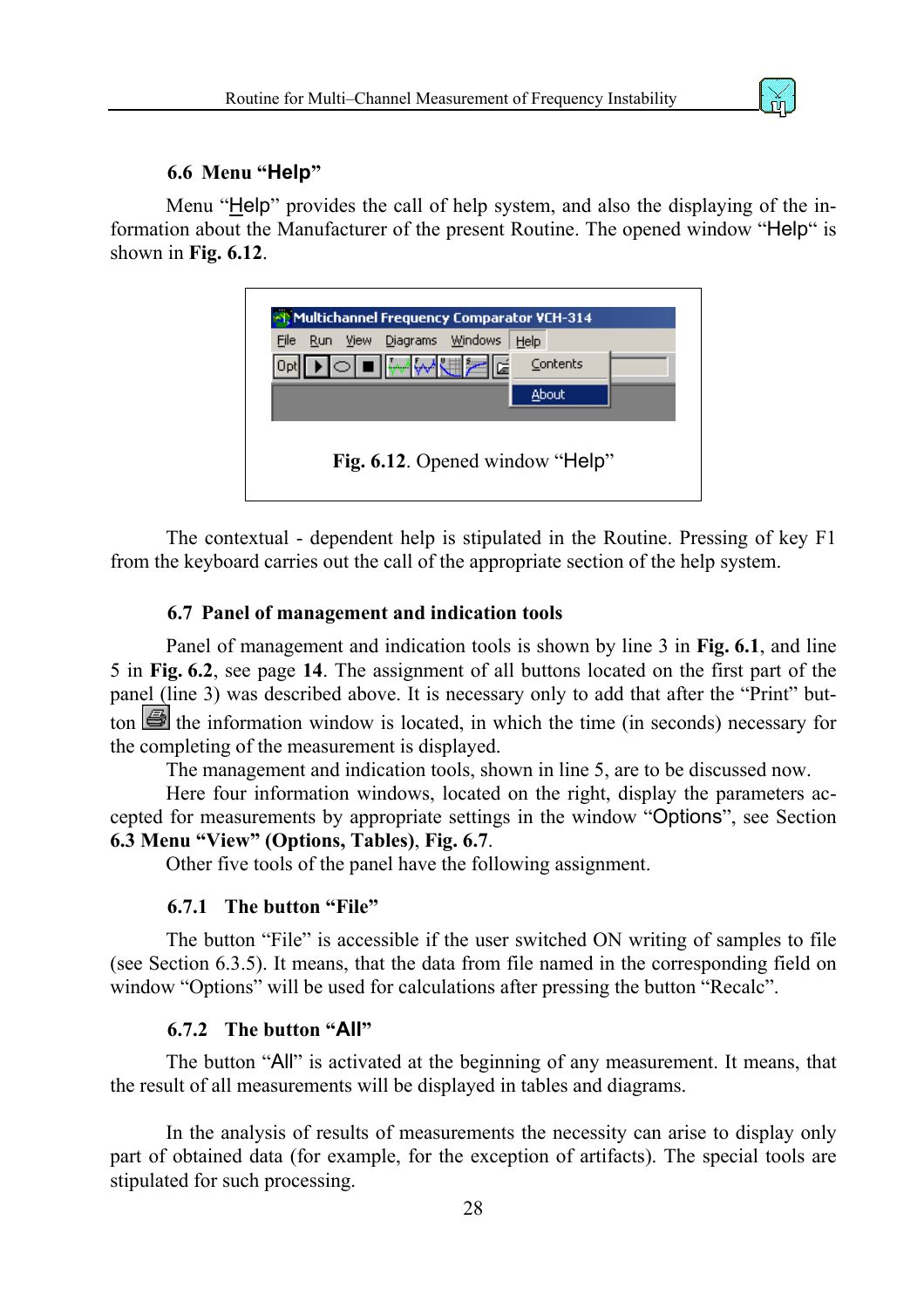### 6.6 Menu "Help"

Menu "Help" provides the call of help system, and also the displaying of the information about the Manufacturer of the present Routine. The opened window "Help" is shown in **Fig. 6.12**.

**Fig. 6.12**. Opened window "Help"

The contextual - dependent help is stipulated in the Routine. Pressing of key F1 from the keyboard carries out the call of the appropriate section of the help system.

### 6.7 Panel of management and indication tools

Panel of management and indication tools is shown by line 3 in **Fig. 6.1**, and line 5 in **Fig. 6.2**, see page **14**. The assignment of all buttons located on the first part of the panel (line 3) was described above. It is necessary only to add that after the "Print" button the information window is located, in which the time (in seconds) necessary for the completing of the measurement is displayed.

The management and indication tools, shown in line 5, are to be discussed now.

Here four information windows, located on the right, display the parameters accepted for measurements by appropriate settings in the window "Options", see Section **6.3 Menu "View" (Options, Tables)**, **Fig. 6.7**.

Other five tools of the panel have the following assignment.

#### 6.7.1 The button "File"

The button "File" is accessible if the user switched ON writing of samples to file (see Section 6.3.5). It means, that the data from file named in the corresponding field on window "Options" will be used for calculations after pressing the button "Recalc".

#### 6.7.2 The button "All"

The button "All" is activated at the beginning of any measurement. It means, that the result of all measurements will be displayed in tables and diagrams.

In the analysis of results of measurements the necessity can arise to display only part of obtained data (for example, for the exception of artifacts). The special tools are stipulated for such processing.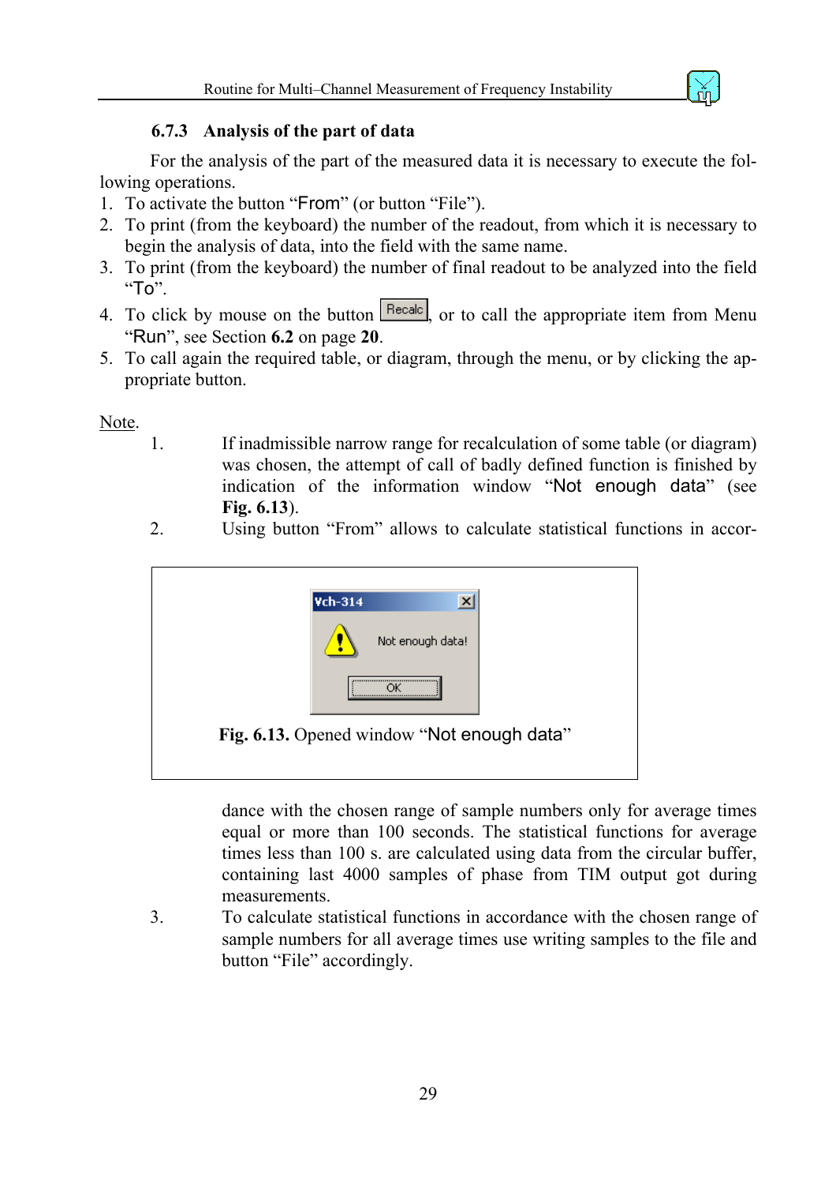### 6.7.3 Analysis of the part of data

For the analysis of the part of the measured data it is necessary to execute the following operations.

1. To activate the button "From" (or button "File").
2. To print (from the keyboard) the number of the readout, from which it is necessary to begin the analysis of data, into the field with the same name.
3. To print (from the keyboard) the number of final readout to be analyzed into the field "To".
4. To click by mouse on the button Recalc, or to call the appropriate item from Menu "Run", see Section **6.2** on page **20**.
5. To call again the required table, or diagram, through the menu, or by clicking the appropriate button.

Note.

1. If inadmissible narrow range for recalculation of some table (or diagram) was chosen, the attempt of call of badly defined function is finished by indication of the information window "Not enough data" (see **Fig. 6.13**).
2. Using button "From" allows to calculate statistical functions in accordance with the chosen range of sample numbers only for average times equal or more than 100 seconds. The statistical functions for average times less than 100 s. are calculated using data from the circular buffer, containing last 4000 samples of phase from TIM output got during measurements.
3. To calculate statistical functions in accordance with the chosen range of sample numbers for all average times use writing samples to the file and button "File" accordingly.

Vch-314

Not enough data!

OK

**Fig. 6.13.** Opened window "Not enough data"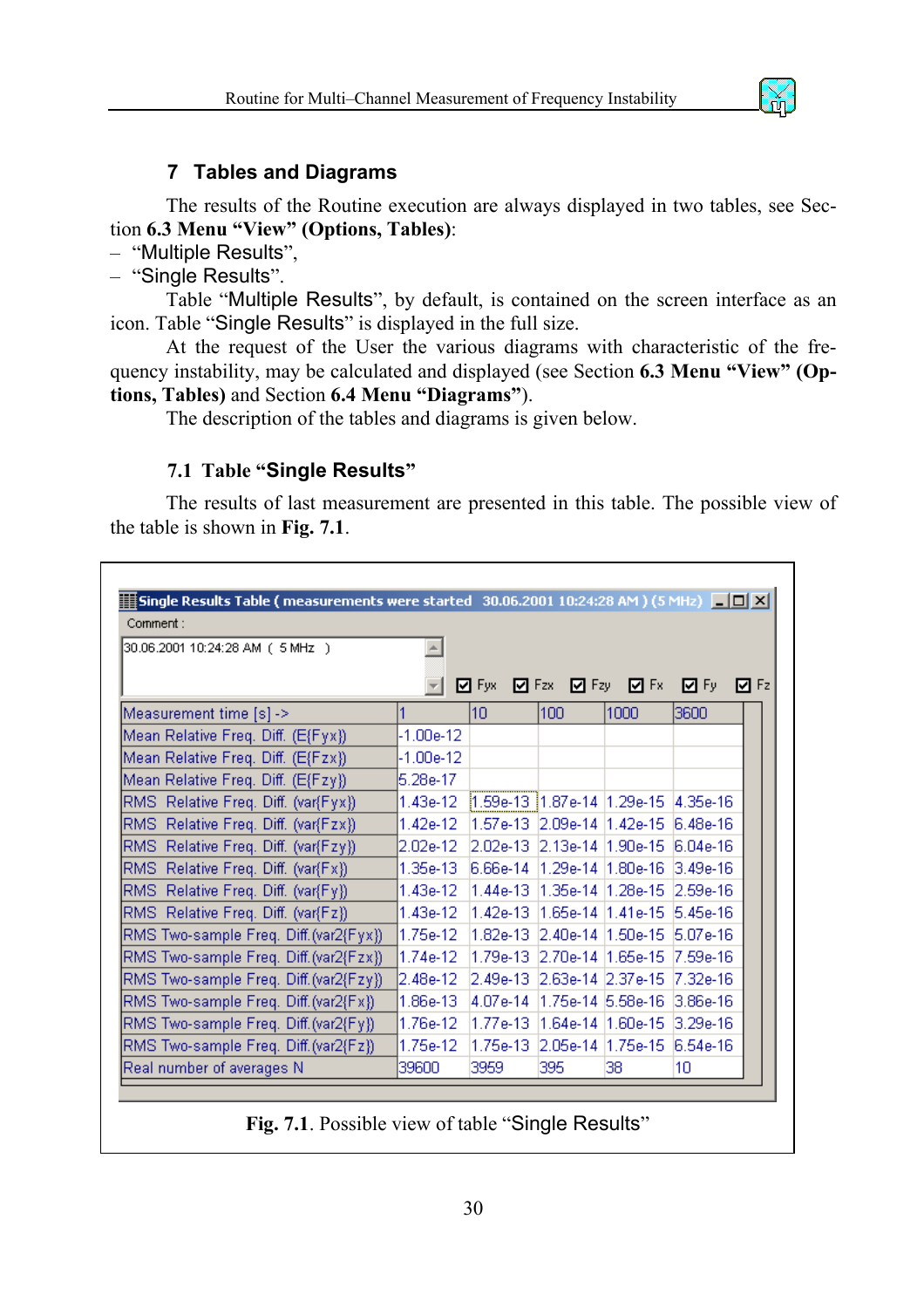## 7 Tables and Diagrams

The results of the Routine execution are always displayed in two tables, see Section **6.3 Menu "View" (Options, Tables)**:

– "Multiple Results",
– "Single Results".

Table "Multiple Results", by default, is contained on the screen interface as an icon. Table "Single Results" is displayed in the full size.

At the request of the User the various diagrams with characteristic of the frequency instability, may be calculated and displayed (see Section **6.3 Menu "View" (Options, Tables)** and Section **6.4 Menu "Diagrams"**).

The description of the tables and diagrams is given below.

### 7.1 Table "Single Results"

The results of last measurement are presented in this table. The possible view of the table is shown in **Fig. 7.1**.

Single Results Table ( measurements were started 30.06.2001 10:24:28 AM ) (5 MHz)

Comment :

30.06.2001 10:24:28 AM ( 5 MHz )

☑ Fyx ☑ Fzx ☑ Fzy ☑ Fx ☑ Fy ☑ Fz

| Measurement time [s] -> | 1 | 10 | 100 | 1000 | 3600 |
|---|---|---|---|---|---|
| Mean Relative Freq. Diff. (E{Fyx}) | -1.00e-12 | | | | |
| Mean Relative Freq. Diff. (E{Fzx}) | -1.00e-12 | | | | |
| Mean Relative Freq. Diff. (E{Fzy}) | 5.28e-17 | | | | |
| RMS Relative Freq. Diff. (var{Fyx}) | 1.43e-12 | 1.59e-13 | 1.87e-14 | 1.29e-15 | 4.35e-16 |
| RMS Relative Freq. Diff. (var{Fzx}) | 1.42e-12 | 1.57e-13 | 2.09e-14 | 1.42e-15 | 6.48e-16 |
| RMS Relative Freq. Diff. (var{Fzy}) | 2.02e-12 | 2.02e-13 | 2.13e-14 | 1.90e-15 | 6.04e-16 |
| RMS Relative Freq. Diff. (var{Fx}) | 1.35e-13 | 6.66e-14 | 1.29e-14 | 1.80e-16 | 3.49e-16 |
| RMS Relative Freq. Diff. (var{Fy}) | 1.43e-12 | 1.44e-13 | 1.35e-14 | 1.28e-15 | 2.59e-16 |
| RMS Relative Freq. Diff. (var{Fz}) | 1.43e-12 | 1.42e-13 | 1.65e-14 | 1.41e-15 | 5.45e-16 |
| RMS Two-sample Freq. Diff.(var2{Fyx}) | 1.75e-12 | 1.82e-13 | 2.40e-14 | 1.50e-15 | 5.07e-16 |
| RMS Two-sample Freq. Diff.(var2{Fzx}) | 1.74e-12 | 1.79e-13 | 2.70e-14 | 1.65e-15 | 7.59e-16 |
| RMS Two-sample Freq. Diff.(var2{Fzy}) | 2.48e-12 | 2.49e-13 | 2.63e-14 | 2.37e-15 | 7.32e-16 |
| RMS Two-sample Freq. Diff.(var2{Fx}) | 1.86e-13 | 4.07e-14 | 1.75e-14 | 5.58e-16 | 3.86e-16 |
| RMS Two-sample Freq. Diff.(var2{Fy}) | 1.76e-12 | 1.77e-13 | 1.64e-14 | 1.60e-15 | 3.29e-16 |
| RMS Two-sample Freq. Diff.(var2{Fz}) | 1.75e-12 | 1.75e-13 | 2.05e-14 | 1.75e-15 | 6.54e-16 |
| Real number of averages N | 39600 | 3959 | 395 | 38 | 10 |

**Fig. 7.1**. Possible view of table "Single Results"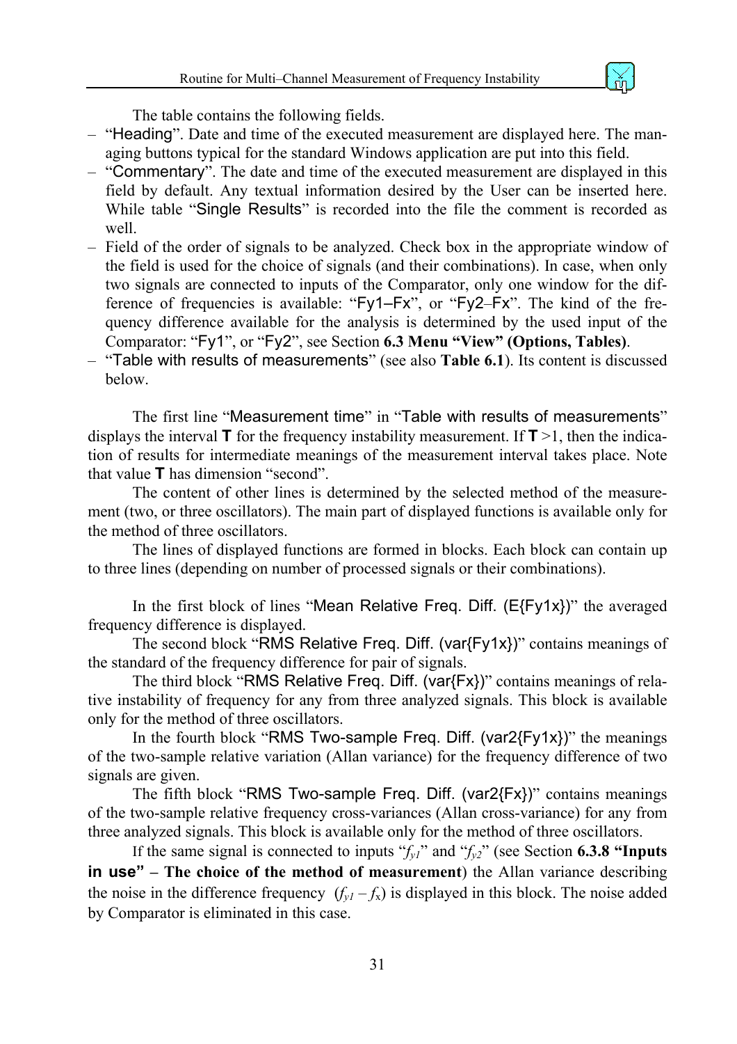The table contains the following fields.

- "Heading". Date and time of the executed measurement are displayed here. The managing buttons typical for the standard Windows application are put into this field.
- "Commentary". The date and time of the executed measurement are displayed in this field by default. Any textual information desired by the User can be inserted here. While table "Single Results" is recorded into the file the comment is recorded as well.
- Field of the order of signals to be analyzed. Check box in the appropriate window of the field is used for the choice of signals (and their combinations). In case, when only two signals are connected to inputs of the Comparator, only one window for the difference of frequencies is available: "Fy1–Fx", or "Fy2–Fx". The kind of the frequency difference available for the analysis is determined by the used input of the Comparator: "Fy1", or "Fy2", see Section **6.3 Menu "View" (Options, Tables)**.
- "Table with results of measurements" (see also **Table 6.1**). Its content is discussed below.

The first line "Measurement time" in "Table with results of measurements" displays the interval **T** for the frequency instability measurement. If **T** >1, then the indication of results for intermediate meanings of the measurement interval takes place. Note that value **T** has dimension "second".

The content of other lines is determined by the selected method of the measurement (two, or three oscillators). The main part of displayed functions is available only for the method of three oscillators.

The lines of displayed functions are formed in blocks. Each block can contain up to three lines (depending on number of processed signals or their combinations).

In the first block of lines "Mean Relative Freq. Diff. (E{Fy1x})" the averaged frequency difference is displayed.

The second block "RMS Relative Freq. Diff. (var{Fy1x})" contains meanings of the standard of the frequency difference for pair of signals.

The third block "RMS Relative Freq. Diff. (var{Fx})" contains meanings of relative instability of frequency for any from three analyzed signals. This block is available only for the method of three oscillators.

In the fourth block "RMS Two-sample Freq. Diff. (var2{Fy1x})" the meanings of the two-sample relative variation (Allan variance) for the frequency difference of two signals are given.

The fifth block "RMS Two-sample Freq. Diff. (var2{Fx})" contains meanings of the two-sample relative frequency cross-variances (Allan cross-variance) for any from three analyzed signals. This block is available only for the method of three oscillators.

If the same signal is connected to inputs "$f_{y1}$" and "$f_{y2}$" (see Section **6.3.8 "Inputs in use" – The choice of the method of measurement**) the Allan variance describing the noise in the difference frequency ($f_{y1} - f_x$) is displayed in this block. The noise added by Comparator is eliminated in this case.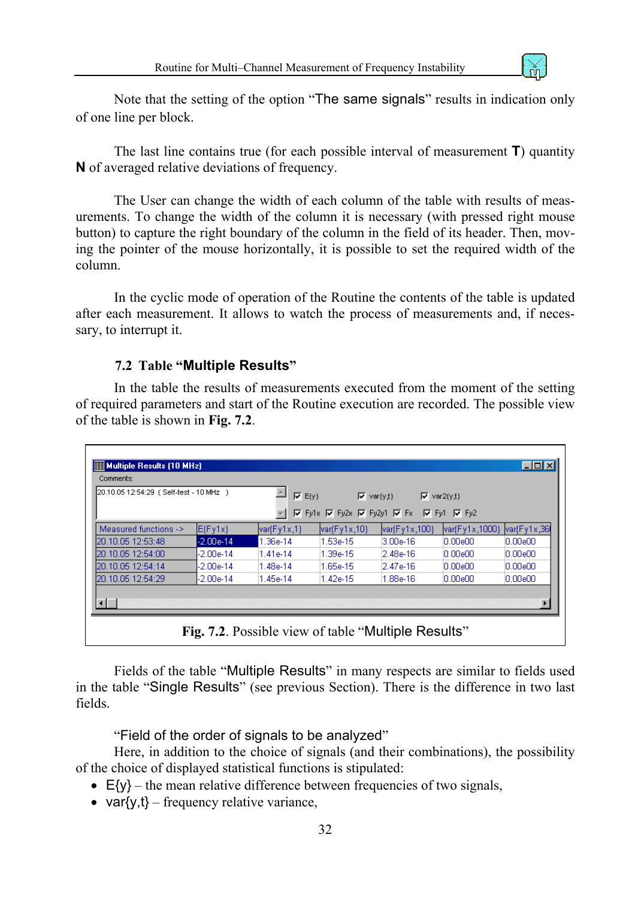Note that the setting of the option "The same signals" results in indication only of one line per block.

The last line contains true (for each possible interval of measurement **T**) quantity **N** of averaged relative deviations of frequency.

The User can change the width of each column of the table with results of measurements. To change the width of the column it is necessary (with pressed right mouse button) to capture the right boundary of the column in the field of its header. Then, moving the pointer of the mouse horizontally, it is possible to set the required width of the column.

In the cyclic mode of operation of the Routine the contents of the table is updated after each measurement. It allows to watch the process of measurements and, if necessary, to interrupt it.

### 7.2 Table "Multiple Results"

In the table the results of measurements executed from the moment of the setting of required parameters and start of the Routine execution are recorded. The possible view of the table is shown in **Fig. 7.2**.

Multiple Results (10 MHz)

Comments:

20.10.05 12:54:29 ( Self-test - 10 MHz )

☑ E{y} ☑ var{y,t} ☑ var2{y,t}

☑ Fy1x ☑ Fy2x ☑ Fy2y1 ☑ Fx ☑ Fy1 ☑ Fy2

| Measured functions -> | E{Fy1x} | var{Fy1x,1} | var{Fy1x,10} | var{Fy1x,100} | var{Fy1x,1000} | var{Fy1x,36 |
|---|---|---|---|---|---|---|
| 20.10.05 12:53:48 | -2.00e-14 | 1.36e-14 | 1.53e-15 | 3.00e-16 | 0.00e00 | 0.00e00 |
| 20.10.05 12:54:00 | -2.00e-14 | 1.41e-14 | 1.39e-15 | 2.48e-16 | 0.00e00 | 0.00e00 |
| 20.10.05 12:54:14 | -2.00e-14 | 1.48e-14 | 1.65e-15 | 2.47e-16 | 0.00e00 | 0.00e00 |
| 20.10.05 12:54:29 | -2.00e-14 | 1.45e-14 | 1.42e-15 | 1.88e-16 | 0.00e00 | 0.00e00 |

**Fig. 7.2**. Possible view of table "Multiple Results"

Fields of the table "Multiple Results" in many respects are similar to fields used in the table "Single Results" (see previous Section). There is the difference in two last fields.

"Field of the order of signals to be analyzed"

Here, in addition to the choice of signals (and their combinations), the possibility of the choice of displayed statistical functions is stipulated:

- E{y} – the mean relative difference between frequencies of two signals,
- var{y,t} – frequency relative variance,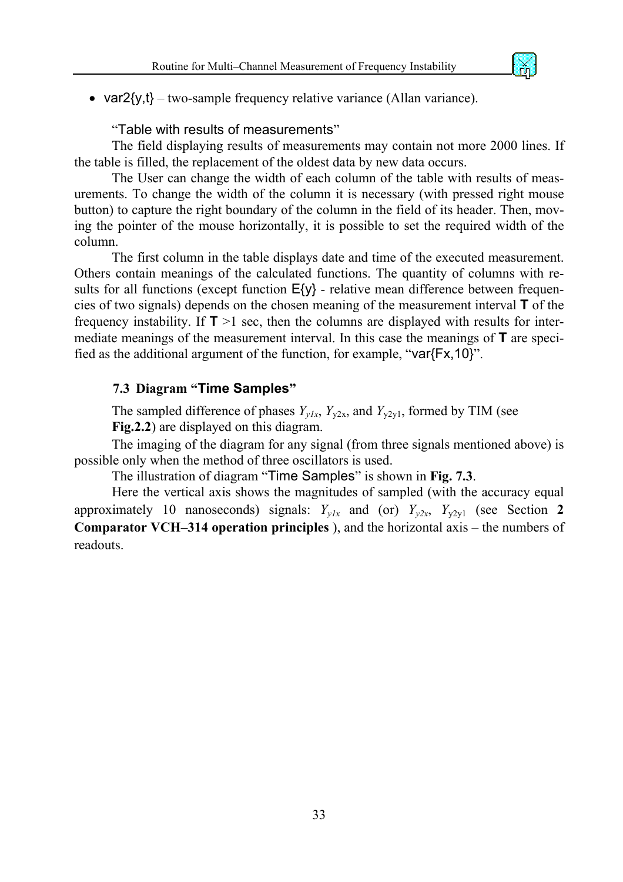- var2{y,t} – two-sample frequency relative variance (Allan variance).

"Table with results of measurements"

The field displaying results of measurements may contain not more 2000 lines. If the table is filled, the replacement of the oldest data by new data occurs.

The User can change the width of each column of the table with results of measurements. To change the width of the column it is necessary (with pressed right mouse button) to capture the right boundary of the column in the field of its header. Then, moving the pointer of the mouse horizontally, it is possible to set the required width of the column.

The first column in the table displays date and time of the executed measurement. Others contain meanings of the calculated functions. The quantity of columns with results for all functions (except function E{y} - relative mean difference between frequencies of two signals) depends on the chosen meaning of the measurement interval **T** of the frequency instability. If **T** >1 sec, then the columns are displayed with results for intermediate meanings of the measurement interval. In this case the meanings of **T** are specified as the additional argument of the function, for example, "var{Fx,10}".

### 7.3 Diagram "Time Samples"

The sampled difference of phases $Y_{y1x}$, $Y_{y2x}$, and $Y_{y2y1}$, formed by TIM (see **Fig.2.2**) are displayed on this diagram.

The imaging of the diagram for any signal (from three signals mentioned above) is possible only when the method of three oscillators is used.

The illustration of diagram "Time Samples" is shown in **Fig. 7.3**.

Here the vertical axis shows the magnitudes of sampled (with the accuracy equal approximately 10 nanoseconds) signals: $Y_{y1x}$ and (or) $Y_{y2x}$, $Y_{y2y1}$ (see Section **2 Comparator VCH–314 operation principles** ), and the horizontal axis – the numbers of readouts.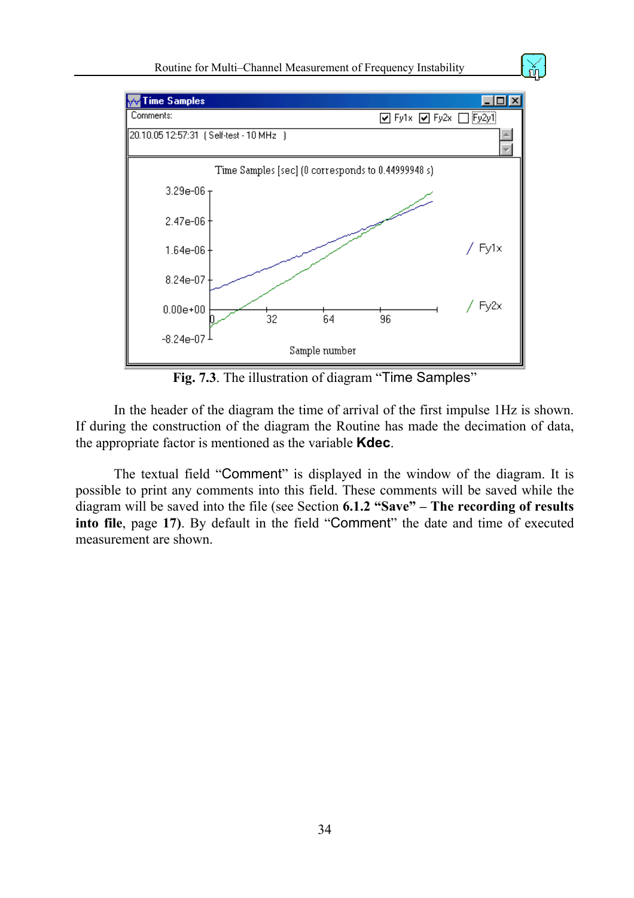**Fig. 7.3**. The illustration of diagram “Time Samples”

In the header of the diagram the time of arrival of the first impulse 1Hz is shown. If during the construction of the diagram the Routine has made the decimation of data, the appropriate factor is mentioned as the variable **Kdec**.

The textual field “Comment” is displayed in the window of the diagram. It is possible to print any comments into this field. These comments will be saved while the diagram will be saved into the file (see Section **6.1.2 “Save” – The recording of results into file**, page **17)**. By default in the field “Comment” the date and time of executed measurement are shown.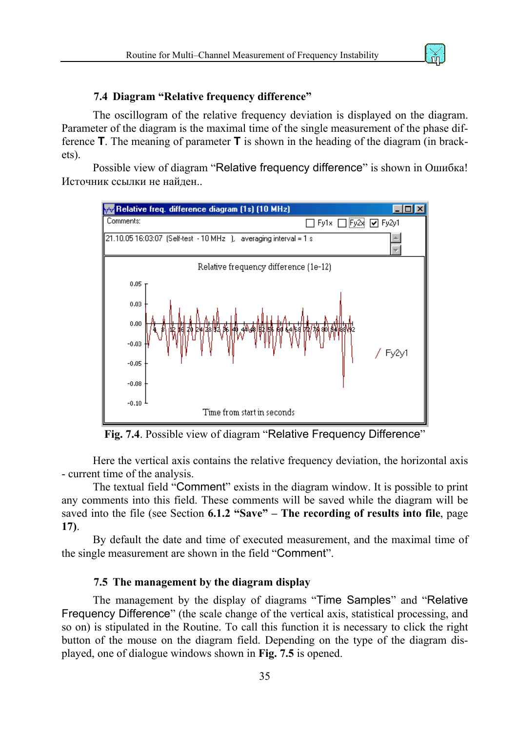### 7.4 Diagram “Relative frequency difference”

The oscillogram of the relative frequency deviation is displayed on the diagram. Parameter of the diagram is the maximal time of the single measurement of the phase difference **T**. The meaning of parameter **T** is shown in the heading of the diagram (in brackets).

Possible view of diagram “Relative frequency difference” is shown in Ошибка! Источник ссылки не найден..

**Fig. 7.4**. Possible view of diagram “Relative Frequency Difference”

Here the vertical axis contains the relative frequency deviation, the horizontal axis - current time of the analysis.

The textual field “Comment” exists in the diagram window. It is possible to print any comments into this field. These comments will be saved while the diagram will be saved into the file (see Section **6.1.2 “Save” – The recording of results into file**, page **17)**.

By default the date and time of executed measurement, and the maximal time of the single measurement are shown in the field “Comment”.

### 7.5 The management by the diagram display

The management by the display of diagrams “Time Samples” and “Relative Frequency Difference” (the scale change of the vertical axis, statistical processing, and so on) is stipulated in the Routine. To call this function it is necessary to click the right button of the mouse on the diagram field. Depending on the type of the diagram displayed, one of dialogue windows shown in **Fig. 7.5** is opened.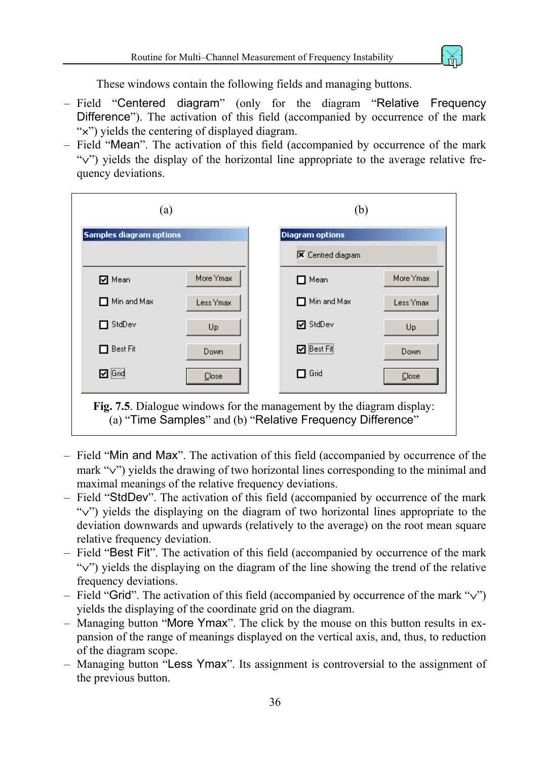These windows contain the following fields and managing buttons.

- Field "Centered diagram" (only for the diagram "Relative Frequency Difference"). The activation of this field (accompanied by occurrence of the mark "×") yields the centering of displayed diagram.
- Field "Mean". The activation of this field (accompanied by occurrence of the mark "∨") yields the display of the horizontal line appropriate to the average relative frequency deviations.

**Fig. 7.5**. Dialogue windows for the management by the diagram display: (a) "Time Samples" and (b) "Relative Frequency Difference"

- Field "Min and Max". The activation of this field (accompanied by occurrence of the mark "∨") yields the drawing of two horizontal lines corresponding to the minimal and maximal meanings of the relative frequency deviations.
- Field "StdDev". The activation of this field (accompanied by occurrence of the mark "∨") yields the displaying on the diagram of two horizontal lines appropriate to the deviation downwards and upwards (relatively to the average) on the root mean square relative frequency deviation.
- Field "Best Fit". The activation of this field (accompanied by occurrence of the mark "∨") yields the displaying on the diagram of the line showing the trend of the relative frequency deviations.
- Field "Grid". The activation of this field (accompanied by occurrence of the mark "∨") yields the displaying of the coordinate grid on the diagram.
- Managing button "More Ymax". The click by the mouse on this button results in expansion of the range of meanings displayed on the vertical axis, and, thus, to reduction of the diagram scope.
- Managing button "Less Ymax". Its assignment is controversial to the assignment of the previous button.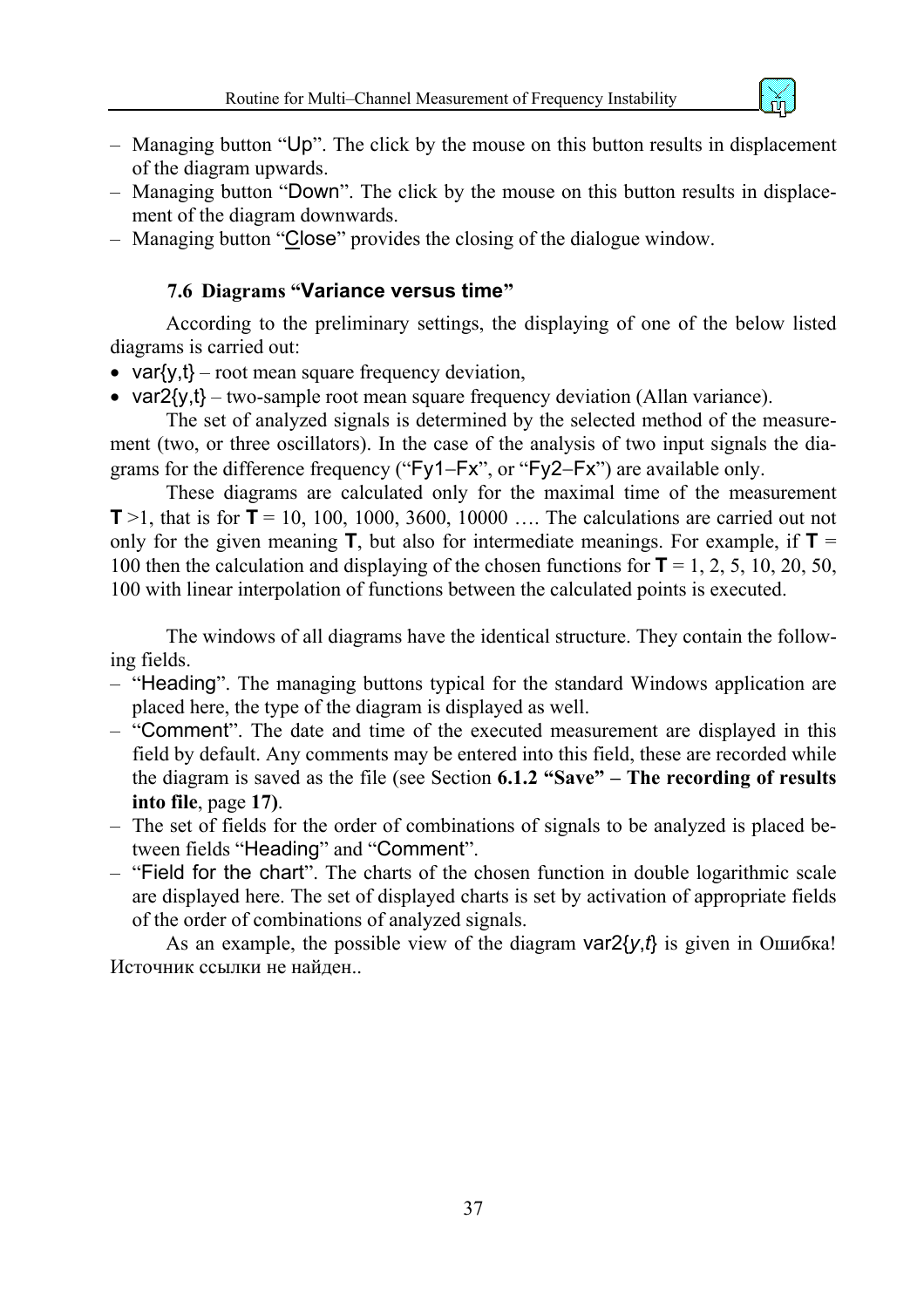– Managing button “Up”. The click by the mouse on this button results in displacement of the diagram upwards.
– Managing button “Down”. The click by the mouse on this button results in displacement of the diagram downwards.
– Managing button “Close” provides the closing of the dialogue window.

### 7.6 Diagrams “Variance versus time”

According to the preliminary settings, the displaying of one of the below listed diagrams is carried out:

- var{y,t} – root mean square frequency deviation,
- var2{y,t} – two-sample root mean square frequency deviation (Allan variance).

The set of analyzed signals is determined by the selected method of the measurement (two, or three oscillators). In the case of the analysis of two input signals the diagrams for the difference frequency (“Fy1–Fx”, or “Fy2–Fx”) are available only.

These diagrams are calculated only for the maximal time of the measurement **T** >1, that is for **T** = 10, 100, 1000, 3600, 10000 …. The calculations are carried out not only for the given meaning **T**, but also for intermediate meanings. For example, if **T** = 100 then the calculation and displaying of the chosen functions for **T** = 1, 2, 5, 10, 20, 50, 100 with linear interpolation of functions between the calculated points is executed.

The windows of all diagrams have the identical structure. They contain the following fields.

– “Heading”. The managing buttons typical for the standard Windows application are placed here, the type of the diagram is displayed as well.
– “Comment”. The date and time of the executed measurement are displayed in this field by default. Any comments may be entered into this field, these are recorded while the diagram is saved as the file (see Section **6.1.2 “Save” – The recording of results into file**, page **17)**.
– The set of fields for the order of combinations of signals to be analyzed is placed between fields “Heading” and “Comment”.
– “Field for the chart”. The charts of the chosen function in double logarithmic scale are displayed here. The set of displayed charts is set by activation of appropriate fields of the order of combinations of analyzed signals.

As an example, the possible view of the diagram var2{*y*,*t*} is given in Ошибка! Источник ссылки не найден..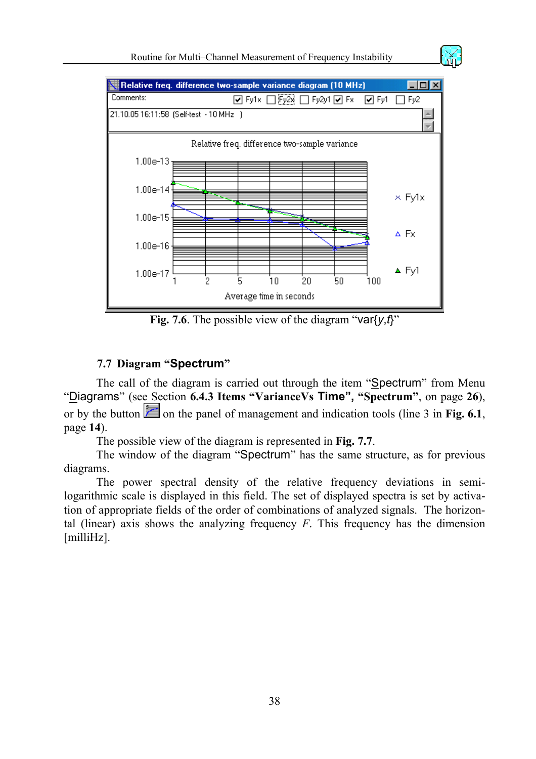Fig. 7.6. The possible view of the diagram “var{*y*,*t*}”

## 7.7 Diagram “Spectrum”

The call of the diagram is carried out through the item “Spectrum” from Menu “Diagrams” (see Section **6.4.3 Items “VarianceVs Time”, “Spectrum”**, on page **26**), or by the button on the panel of management and indication tools (line 3 in **Fig. 6.1**, page **14**).

The possible view of the diagram is represented in **Fig. 7.7**.

The window of the diagram “Spectrum” has the same structure, as for previous diagrams.

The power spectral density of the relative frequency deviations in semi-logarithmic scale is displayed in this field. The set of displayed spectra is set by activation of appropriate fields of the order of combinations of analyzed signals. The horizontal (linear) axis shows the analyzing frequency $F$. This frequency has the dimension [milliHz].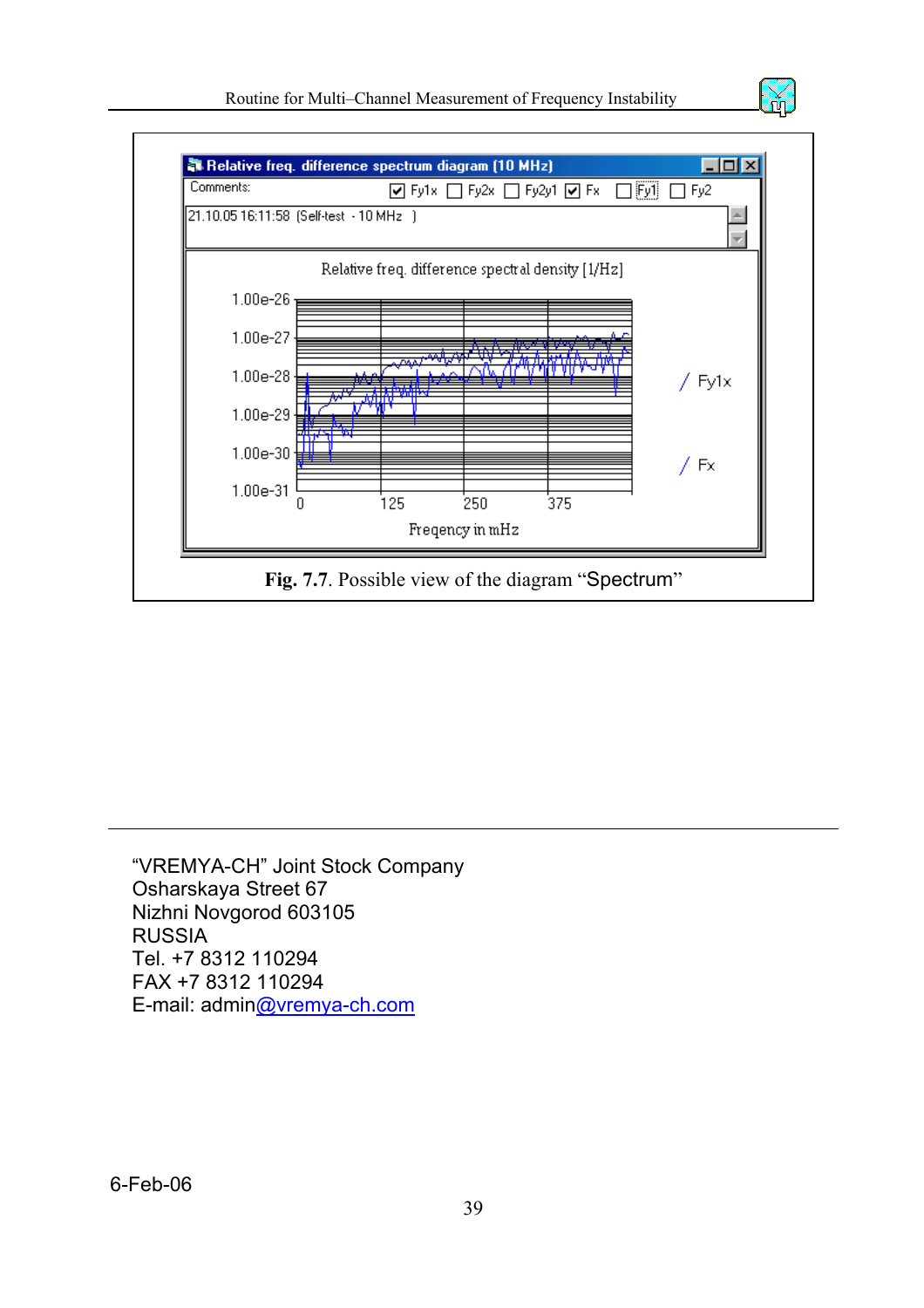Relative freq. difference spectrum diagram (10 MHz)

Comments: Fy1x Fy2x Fy2y1 Fx Fy1 Fy2

21.10.05 16:11:58 (Self-test - 10 MHz )

Relative freq. difference spectral density [1/Hz]

1.00e-26
1.00e-27
1.00e-28
1.00e-29
1.00e-30
1.00e-31

0 125 250 375

Freqency in mHz

Fy1x
Fx

**Fig. 7.7**. Possible view of the diagram “Spectrum”

---

“VREMYA-CH” Joint Stock Company
Osharskaya Street 67
Nizhni Novgorod 603105
RUSSIA
Tel. +7 8312 110294
FAX +7 8312 110294
E-mail: admin@vremya-ch.com

6-Feb-06